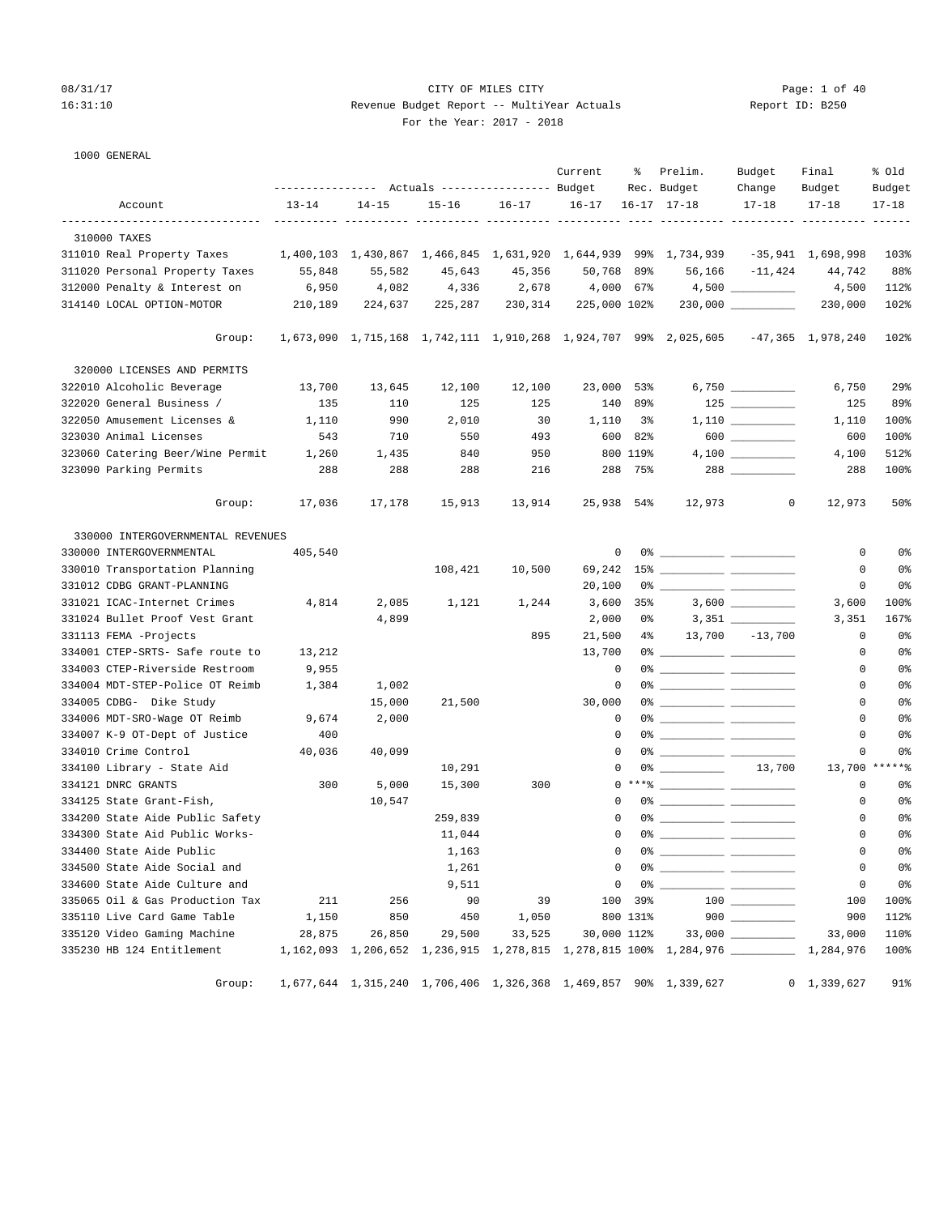CITY OF MILES CITY

Revenue Budget Report -- MultiYear Actuals

For the Year: 2017 - 2018

1000 GENERAL

| Account | Actuals 13-14 | Actuals 14-15 | Actuals 15-16 | Actuals 16-17 | Current Budget 16-17 | % Rec. 16-17 | Prelim. Budget 17-18 | Budget Change 17-18 | Final Budget 17-18 | % Old Budget 17-18 |
|---|---|---|---|---|---|---|---|---|---|---|
| **310000 TAXES** | | | | | | | | | | |
| 311010 Real Property Taxes | 1,400,103 | 1,430,867 | 1,466,845 | 1,631,920 | 1,644,939 | 99% | 1,734,939 | -35,941 | 1,698,998 | 103% |
| 311020 Personal Property Taxes | 55,848 | 55,582 | 45,643 | 45,356 | 50,768 | 89% | 56,166 | -11,424 | 44,742 | 88% |
| 312000 Penalty & Interest on | 6,950 | 4,082 | 4,336 | 2,678 | 4,000 | 67% | 4,500 | __________ | 4,500 | 112% |
| 314140 LOCAL OPTION-MOTOR | 210,189 | 224,637 | 225,287 | 230,314 | 225,000 | 102% | 230,000 | __________ | 230,000 | 102% |
| Group: | 1,673,090 | 1,715,168 | 1,742,111 | 1,910,268 | 1,924,707 | 99% | 2,025,605 | -47,365 | 1,978,240 | 102% |
| **320000 LICENSES AND PERMITS** | | | | | | | | | | |
| 322010 Alcoholic Beverage | 13,700 | 13,645 | 12,100 | 12,100 | 23,000 | 53% | 6,750 | __________ | 6,750 | 29% |
| 322020 General Business / | 135 | 110 | 125 | 125 | 140 | 89% | 125 | __________ | 125 | 89% |
| 322050 Amusement Licenses & | 1,110 | 990 | 2,010 | 30 | 1,110 | 3% | 1,110 | __________ | 1,110 | 100% |
| 323030 Animal Licenses | 543 | 710 | 550 | 493 | 600 | 82% | 600 | __________ | 600 | 100% |
| 323060 Catering Beer/Wine Permit | 1,260 | 1,435 | 840 | 950 | 800 | 119% | 4,100 | __________ | 4,100 | 512% |
| 323090 Parking Permits | 288 | 288 | 288 | 216 | 288 | 75% | 288 | __________ | 288 | 100% |
| Group: | 17,036 | 17,178 | 15,913 | 13,914 | 25,938 | 54% | 12,973 | 0 | 12,973 | 50% |
| **330000 INTERGOVERNMENTAL REVENUES** | | | | | | | | | | |
| 330000 INTERGOVERNMENTAL | 405,540 | | | | 0 | 0% | __________ | __________ | 0 | 0% |
| 330010 Transportation Planning | | | 108,421 | 10,500 | 69,242 | 15% | __________ | __________ | 0 | 0% |
| 331012 CDBG GRANT-PLANNING | | | | | 20,100 | 0% | __________ | __________ | 0 | 0% |
| 331021 ICAC-Internet Crimes | 4,814 | 2,085 | 1,121 | 1,244 | 3,600 | 35% | 3,600 | __________ | 3,600 | 100% |
| 331024 Bullet Proof Vest Grant | | 4,899 | | | 2,000 | 0% | 3,351 | __________ | 3,351 | 167% |
| 331113 FEMA -Projects | | | | 895 | 21,500 | 4% | 13,700 | -13,700 | 0 | 0% |
| 334001 CTEP-SRTS- Safe route to | 13,212 | | | | 13,700 | 0% | __________ | __________ | 0 | 0% |
| 334003 CTEP-Riverside Restroom | 9,955 | | | | 0 | 0% | __________ | __________ | 0 | 0% |
| 334004 MDT-STEP-Police OT Reimb | 1,384 | 1,002 | | | 0 | 0% | __________ | __________ | 0 | 0% |
| 334005 CDBG- Dike Study | | 15,000 | 21,500 | | 30,000 | 0% | __________ | __________ | 0 | 0% |
| 334006 MDT-SRO-Wage OT Reimb | 9,674 | 2,000 | | | 0 | 0% | __________ | __________ | 0 | 0% |
| 334007 K-9 OT-Dept of Justice | 400 | | | | 0 | 0% | __________ | __________ | 0 | 0% |
| 334010 Crime Control | 40,036 | 40,099 | | | 0 | 0% | __________ | __________ | 0 | 0% |
| 334100 Library - State Aid | | | 10,291 | | 0 | 0% | __________ | 13,700 | 13,700 | *****% |
| 334121 DNRC GRANTS | 300 | 5,000 | 15,300 | 300 | 0 | ***% | __________ | __________ | 0 | 0% |
| 334125 State Grant-Fish, | | 10,547 | | | 0 | 0% | __________ | __________ | 0 | 0% |
| 334200 State Aide Public Safety | | | 259,839 | | 0 | 0% | __________ | __________ | 0 | 0% |
| 334300 State Aid Public Works- | | | 11,044 | | 0 | 0% | __________ | __________ | 0 | 0% |
| 334400 State Aide Public | | | 1,163 | | 0 | 0% | __________ | __________ | 0 | 0% |
| 334500 State Aide Social and | | | 1,261 | | 0 | 0% | __________ | __________ | 0 | 0% |
| 334600 State Aide Culture and | | | 9,511 | | 0 | 0% | __________ | __________ | 0 | 0% |
| 335065 Oil & Gas Production Tax | 211 | 256 | 90 | 39 | 100 | 39% | 100 | __________ | 100 | 100% |
| 335110 Live Card Game Table | 1,150 | 850 | 450 | 1,050 | 800 | 131% | 900 | __________ | 900 | 112% |
| 335120 Video Gaming Machine | 28,875 | 26,850 | 29,500 | 33,525 | 30,000 | 112% | 33,000 | __________ | 33,000 | 110% |
| 335230 HB 124 Entitlement | 1,162,093 | 1,206,652 | 1,236,915 | 1,278,815 | 1,278,815 | 100% | 1,284,976 | __________ | 1,284,976 | 100% |
| Group: | 1,677,644 | 1,315,240 | 1,706,406 | 1,326,368 | 1,469,857 | 90% | 1,339,627 | 0 | 1,339,627 | 91% |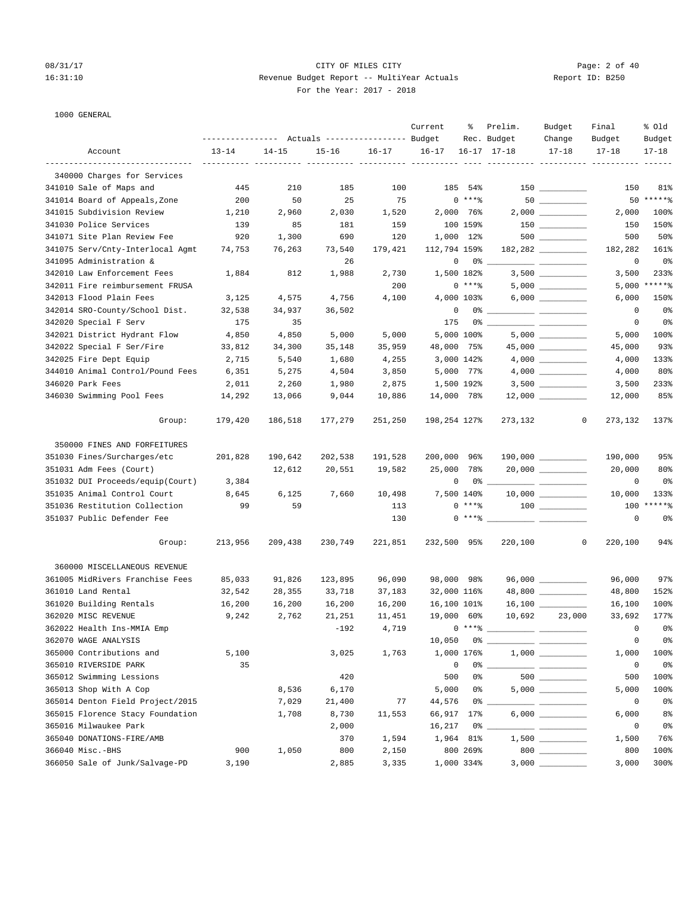1000 GENERAL

| Account | Actuals 13-14 | Actuals 14-15 | Actuals 15-16 | Actuals 16-17 | Current Budget 16-17 | % Rec. 16-17 | Prelim. Budget 17-18 | Budget Change 17-18 | Final Budget 17-18 | % Old Budget 17-18 |
|---|---|---|---|---|---|---|---|---|---|---|
| 340000 Charges for Services | | | | | | | | | | |
| 341010 Sale of Maps and | 445 | 210 | 185 | 100 | 185 | 54% | 150 | __________ | 150 | 81% |
| 341014 Board of Appeals,Zone | 200 | 50 | 25 | 75 | 0 | ***% | 50 | __________ | 50 | *****% |
| 341015 Subdivision Review | 1,210 | 2,960 | 2,030 | 1,520 | 2,000 | 76% | 2,000 | __________ | 2,000 | 100% |
| 341030 Police Services | 139 | 85 | 181 | 159 | 100 | 159% | 150 | __________ | 150 | 150% |
| 341071 Site Plan Review Fee | 920 | 1,300 | 690 | 120 | 1,000 | 12% | 500 | __________ | 500 | 50% |
| 341075 Serv/Cnty-Interlocal Agmt | 74,753 | 76,263 | 73,540 | 179,421 | 112,794 | 159% | 182,282 | __________ | 182,282 | 161% |
| 341095 Administration & | | | 26 | | 0 | 0% | __________ | __________ | 0 | 0% |
| 342010 Law Enforcement Fees | 1,884 | 812 | 1,988 | 2,730 | 1,500 | 182% | 3,500 | __________ | 3,500 | 233% |
| 342011 Fire reimbursement FRUSA | | | | 200 | 0 | ***% | 5,000 | __________ | 5,000 | *****% |
| 342013 Flood Plain Fees | 3,125 | 4,575 | 4,756 | 4,100 | 4,000 | 103% | 6,000 | __________ | 6,000 | 150% |
| 342014 SRO-County/School Dist. | 32,538 | 34,937 | 36,502 | | 0 | 0% | __________ | __________ | 0 | 0% |
| 342020 Special F Serv | 175 | 35 | | | 175 | 0% | __________ | __________ | 0 | 0% |
| 342021 District Hydrant Flow | 4,850 | 4,850 | 5,000 | 5,000 | 5,000 | 100% | 5,000 | __________ | 5,000 | 100% |
| 342022 Special F Ser/Fire | 33,812 | 34,300 | 35,148 | 35,959 | 48,000 | 75% | 45,000 | __________ | 45,000 | 93% |
| 342025 Fire Dept Equip | 2,715 | 5,540 | 1,680 | 4,255 | 3,000 | 142% | 4,000 | __________ | 4,000 | 133% |
| 344010 Animal Control/Pound Fees | 6,351 | 5,275 | 4,504 | 3,850 | 5,000 | 77% | 4,000 | __________ | 4,000 | 80% |
| 346020 Park Fees | 2,011 | 2,260 | 1,980 | 2,875 | 1,500 | 192% | 3,500 | __________ | 3,500 | 233% |
| 346030 Swimming Pool Fees | 14,292 | 13,066 | 9,044 | 10,886 | 14,000 | 78% | 12,000 | __________ | 12,000 | 85% |
| Group: | 179,420 | 186,518 | 177,279 | 251,250 | 198,254 | 127% | 273,132 | 0 | 273,132 | 137% |
| 350000 FINES AND FORFEITURES | | | | | | | | | | |
| 351030 Fines/Surcharges/etc | 201,828 | 190,642 | 202,538 | 191,528 | 200,000 | 96% | 190,000 | __________ | 190,000 | 95% |
| 351031 Adm Fees (Court) | | 12,612 | 20,551 | 19,582 | 25,000 | 78% | 20,000 | __________ | 20,000 | 80% |
| 351032 DUI Proceeds/equip(Court) | 3,384 | | | | 0 | 0% | __________ | __________ | 0 | 0% |
| 351035 Animal Control Court | 8,645 | 6,125 | 7,660 | 10,498 | 7,500 | 140% | 10,000 | __________ | 10,000 | 133% |
| 351036 Restitution Collection | 99 | 59 | | 113 | 0 | ***% | 100 | __________ | 100 | *****% |
| 351037 Public Defender Fee | | | | 130 | 0 | ***% | __________ | __________ | 0 | 0% |
| Group: | 213,956 | 209,438 | 230,749 | 221,851 | 232,500 | 95% | 220,100 | 0 | 220,100 | 94% |
| 360000 MISCELLANEOUS REVENUE | | | | | | | | | | |
| 361005 MidRivers Franchise Fees | 85,033 | 91,826 | 123,895 | 96,090 | 98,000 | 98% | 96,000 | __________ | 96,000 | 97% |
| 361010 Land Rental | 32,542 | 28,355 | 33,718 | 37,183 | 32,000 | 116% | 48,800 | __________ | 48,800 | 152% |
| 361020 Building Rentals | 16,200 | 16,200 | 16,200 | 16,200 | 16,100 | 101% | 16,100 | __________ | 16,100 | 100% |
| 362020 MISC REVENUE | 9,242 | 2,762 | 21,251 | 11,451 | 19,000 | 60% | 10,692 | 23,000 | 33,692 | 177% |
| 362022 Health Ins-MMIA Emp | | | -192 | 4,719 | 0 | ***% | __________ | __________ | 0 | 0% |
| 362070 WAGE ANALYSIS | | | | | 10,050 | 0% | __________ | __________ | 0 | 0% |
| 365000 Contributions and | 5,100 | | 3,025 | 1,763 | 1,000 | 176% | 1,000 | __________ | 1,000 | 100% |
| 365010 RIVERSIDE PARK | 35 | | | | 0 | 0% | __________ | __________ | 0 | 0% |
| 365012 Swimming Lessions | | | 420 | | 500 | 0% | 500 | __________ | 500 | 100% |
| 365013 Shop With A Cop | | 8,536 | 6,170 | | 5,000 | 0% | 5,000 | __________ | 5,000 | 100% |
| 365014 Denton Field Project/2015 | | 7,029 | 21,400 | 77 | 44,576 | 0% | __________ | __________ | 0 | 0% |
| 365015 Florence Stacy Foundation | | 1,708 | 8,730 | 11,553 | 66,917 | 17% | 6,000 | __________ | 6,000 | 8% |
| 365016 Milwaukee Park | | | 2,000 | | 16,217 | 0% | __________ | __________ | 0 | 0% |
| 365040 DONATIONS-FIRE/AMB | | | 370 | 1,594 | 1,964 | 81% | 1,500 | __________ | 1,500 | 76% |
| 366040 Misc.-BHS | 900 | 1,050 | 800 | 2,150 | 800 | 269% | 800 | __________ | 800 | 100% |
| 366050 Sale of Junk/Salvage-PD | 3,190 | | 2,885 | 3,335 | 1,000 | 334% | 3,000 | __________ | 3,000 | 300% |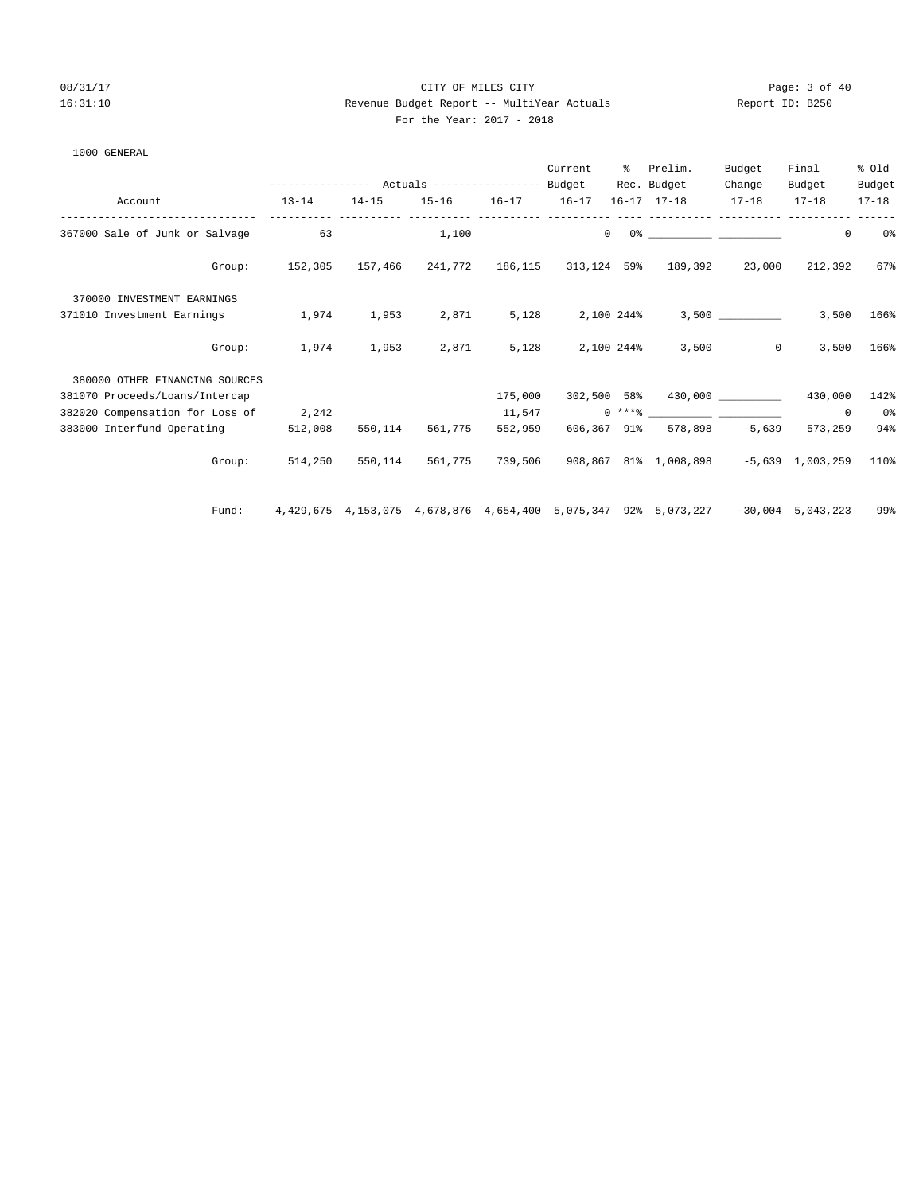CITY OF MILES CITY
Revenue Budget Report -- MultiYear Actuals
For the Year: 2017 - 2018

1000 GENERAL

| Account | Actuals 13-14 | Actuals 14-15 | Actuals 15-16 | Actuals 16-17 | Current Budget 16-17 | % Rec. 16-17 | Prelim. Budget 17-18 | Budget Change 17-18 | Final Budget 17-18 | % Old Budget 17-18 |
|---|---|---|---|---|---|---|---|---|---|---|
| 367000 Sale of Junk or Salvage | 63 | | 1,100 | | 0 | 0% | __________ | __________ | 0 | 0% |
| Group: | 152,305 | 157,466 | 241,772 | 186,115 | 313,124 | 59% | 189,392 | 23,000 | 212,392 | 67% |
| 370000 INVESTMENT EARNINGS | | | | | | | | | | |
| 371010 Investment Earnings | 1,974 | 1,953 | 2,871 | 5,128 | 2,100 | 244% | 3,500 | __________ | 3,500 | 166% |
| Group: | 1,974 | 1,953 | 2,871 | 5,128 | 2,100 | 244% | 3,500 | 0 | 3,500 | 166% |
| 380000 OTHER FINANCING SOURCES | | | | | | | | | | |
| 381070 Proceeds/Loans/Intercap | | | | 175,000 | 302,500 | 58% | 430,000 | __________ | 430,000 | 142% |
| 382020 Compensation for Loss of | 2,242 | | | 11,547 | 0 | ***% | __________ | __________ | 0 | 0% |
| 383000 Interfund Operating | 512,008 | 550,114 | 561,775 | 552,959 | 606,367 | 91% | 578,898 | -5,639 | 573,259 | 94% |
| Group: | 514,250 | 550,114 | 561,775 | 739,506 | 908,867 | 81% | 1,008,898 | -5,639 | 1,003,259 | 110% |
| Fund: | 4,429,675 | 4,153,075 | 4,678,876 | 4,654,400 | 5,075,347 | 92% | 5,073,227 | -30,004 | 5,043,223 | 99% |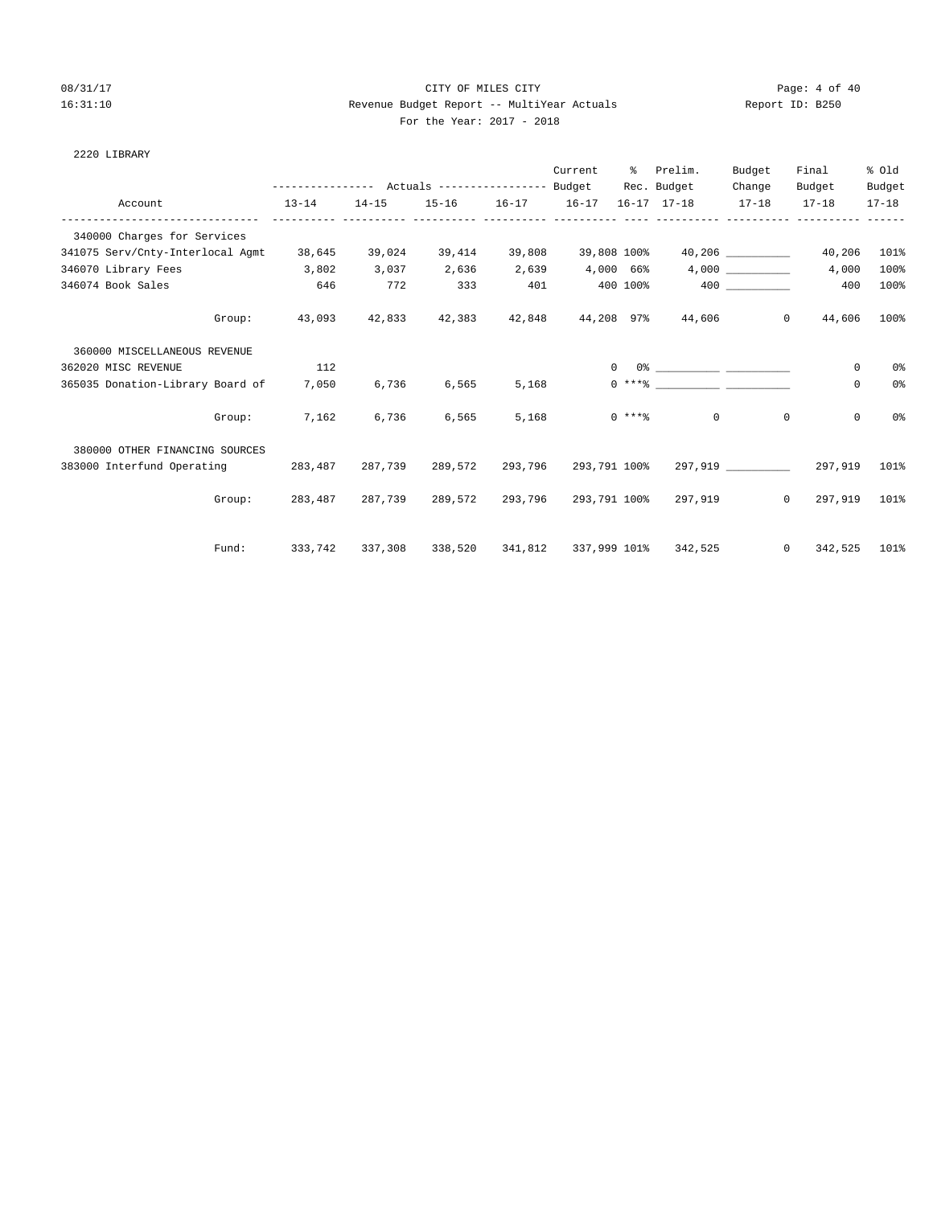CITY OF MILES CITY

Revenue Budget Report -- MultiYear Actuals

For the Year: 2017 - 2018

08/31/17 16:31:10 — Report ID: B250

## 2220 LIBRARY

| Account | Actuals 13-14 | Actuals 14-15 | Actuals 15-16 | Actuals 16-17 | Current Budget 16-17 | % Rec. 16-17 | Prelim. Budget 17-18 | Budget Change 17-18 | Final Budget 17-18 | % Old Budget 17-18 |
|---|---|---|---|---|---|---|---|---|---|---|
| 340000 Charges for Services | | | | | | | | | | |
| 341075 Serv/Cnty-Interlocal Agmt | 38,645 | 39,024 | 39,414 | 39,808 | 39,808 | 100% | 40,206 | __________ | 40,206 | 101% |
| 346070 Library Fees | 3,802 | 3,037 | 2,636 | 2,639 | 4,000 | 66% | 4,000 | __________ | 4,000 | 100% |
| 346074 Book Sales | 646 | 772 | 333 | 401 | 400 | 100% | 400 | __________ | 400 | 100% |
| Group: | 43,093 | 42,833 | 42,383 | 42,848 | 44,208 | 97% | 44,606 | 0 | 44,606 | 100% |
| 360000 MISCELLANEOUS REVENUE | | | | | | | | | | |
| 362020 MISC REVENUE | 112 | | | | 0 | 0% | __________ | __________ | 0 | 0% |
| 365035 Donation-Library Board of | 7,050 | 6,736 | 6,565 | 5,168 | 0 | *** % | __________ | __________ | 0 | 0% |
| Group: | 7,162 | 6,736 | 6,565 | 5,168 | 0 | *** % | 0 | 0 | 0 | 0% |
| 380000 OTHER FINANCING SOURCES | | | | | | | | | | |
| 383000 Interfund Operating | 283,487 | 287,739 | 289,572 | 293,796 | 293,791 | 100% | 297,919 | __________ | 297,919 | 101% |
| Group: | 283,487 | 287,739 | 289,572 | 293,796 | 293,791 | 100% | 297,919 | 0 | 297,919 | 101% |
| Fund: | 333,742 | 337,308 | 338,520 | 341,812 | 337,999 | 101% | 342,525 | 0 | 342,525 | 101% |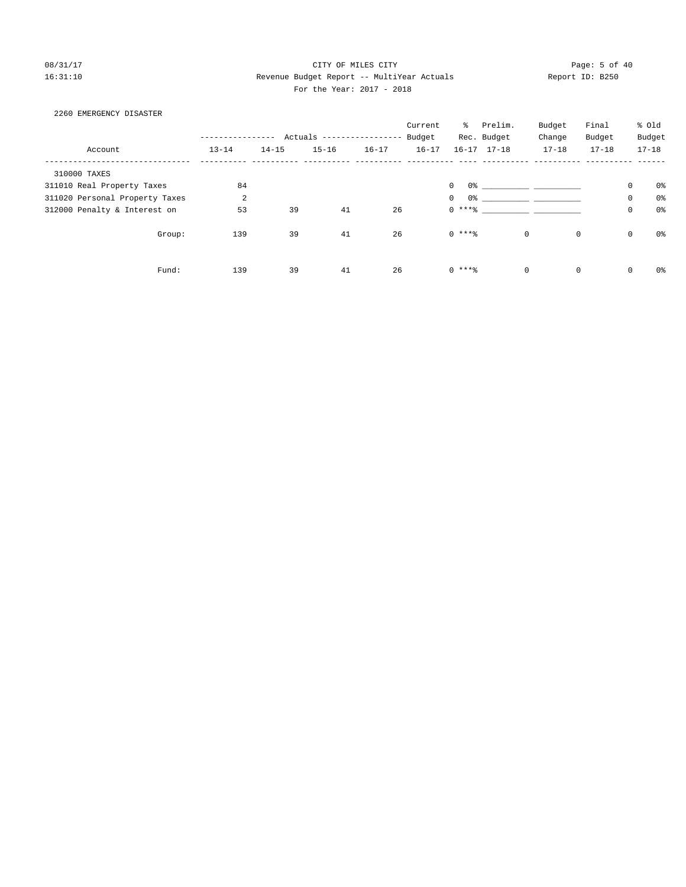CITY OF MILES CITY

Revenue Budget Report -- MultiYear Actuals

For the Year: 2017 - 2018

Report ID: B250

08/31/17
16:31:10

2260 EMERGENCY DISASTER

| Account | Actuals 13-14 | Actuals 14-15 | Actuals 15-16 | Actuals 16-17 | Current Budget 16-17 | % Rec. 16-17 | Prelim. Budget 17-18 | Budget Change 17-18 | Final Budget 17-18 | % Old Budget 17-18 |
|---|---|---|---|---|---|---|---|---|---|---|
| 310000 TAXES | | | | | | | | | | |
| 311010 Real Property Taxes | 84 | | | | 0 | 0% | ___________ | ___________ | 0 | 0% |
| 311020 Personal Property Taxes | 2 | | | | 0 | 0% | ___________ | ___________ | 0 | 0% |
| 312000 Penalty & Interest on | 53 | 39 | 41 | 26 | 0 | ***% | ___________ | ___________ | 0 | 0% |
| Group: | 139 | 39 | 41 | 26 | 0 | ***% | 0 | 0 | 0 | 0% |
| Fund: | 139 | 39 | 41 | 26 | 0 | ***% | 0 | 0 | 0 | 0% |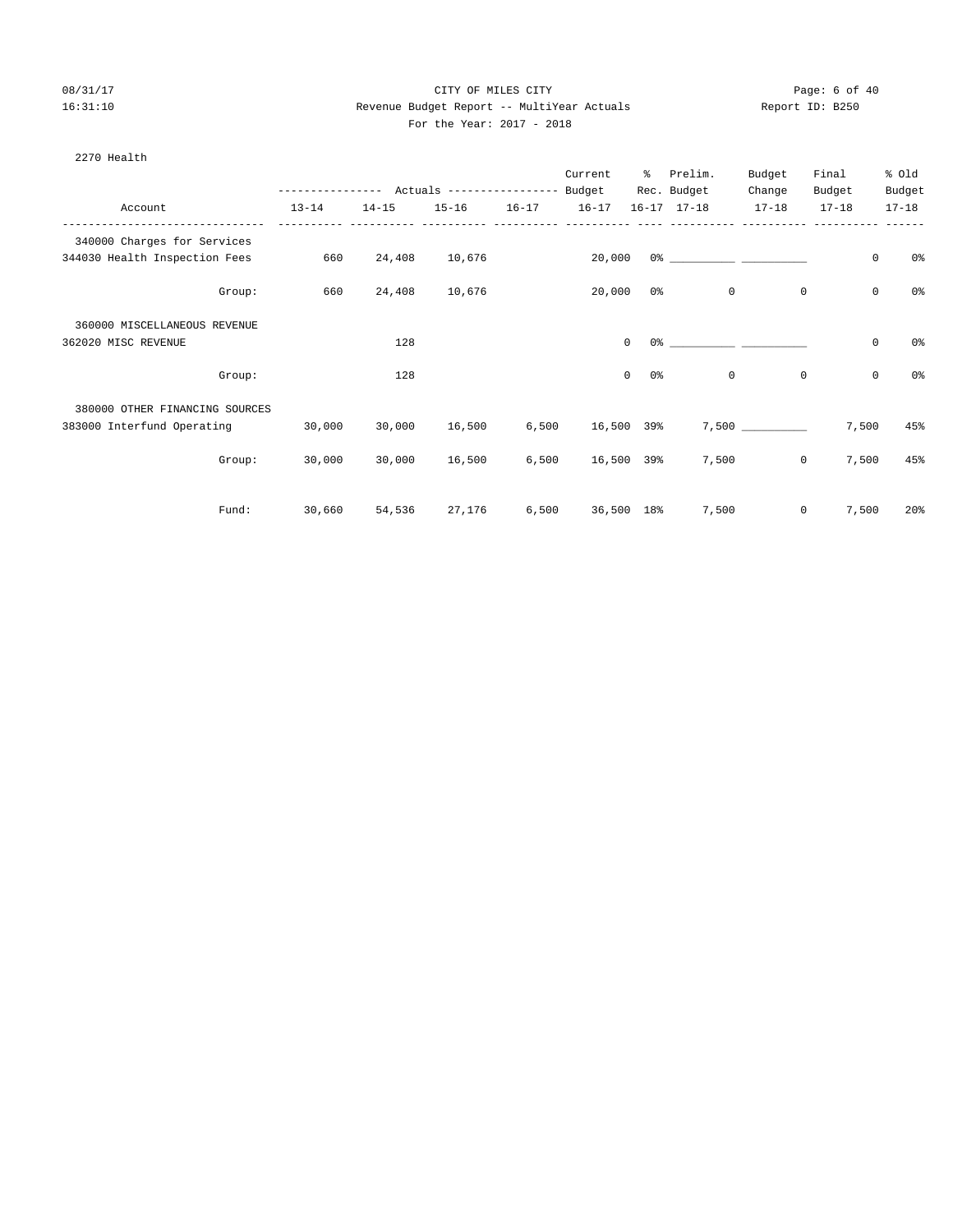CITY OF MILES CITY

Revenue Budget Report -- MultiYear Actuals

For the Year: 2017 - 2018

08/31/17 16:31:10 Report ID: B250

2270 Health

| Account | Actuals 13-14 | Actuals 14-15 | Actuals 15-16 | Actuals 16-17 | Current Budget 16-17 | % Rec. 16-17 | Prelim. Budget 17-18 | Budget Change 17-18 | Final Budget 17-18 | % Old Budget 17-18 |
|---|---|---|---|---|---|---|---|---|---|---|
| 340000 Charges for Services | | | | | | | | | | |
| 344030 Health Inspection Fees | 660 | 24,408 | 10,676 | | 20,000 | 0% | __________ | __________ | 0 | 0% |
| Group: | 660 | 24,408 | 10,676 | | 20,000 | 0% | 0 | 0 | 0 | 0% |
| 360000 MISCELLANEOUS REVENUE | | | | | | | | | | |
| 362020 MISC REVENUE | | 128 | | | 0 | 0% | __________ | __________ | 0 | 0% |
| Group: | | 128 | | | 0 | 0% | 0 | 0 | 0 | 0% |
| 380000 OTHER FINANCING SOURCES | | | | | | | | | | |
| 383000 Interfund Operating | 30,000 | 30,000 | 16,500 | 6,500 | 16,500 | 39% | 7,500 | __________ | 7,500 | 45% |
| Group: | 30,000 | 30,000 | 16,500 | 6,500 | 16,500 | 39% | 7,500 | 0 | 7,500 | 45% |
| Fund: | 30,660 | 54,536 | 27,176 | 6,500 | 36,500 | 18% | 7,500 | 0 | 7,500 | 20% |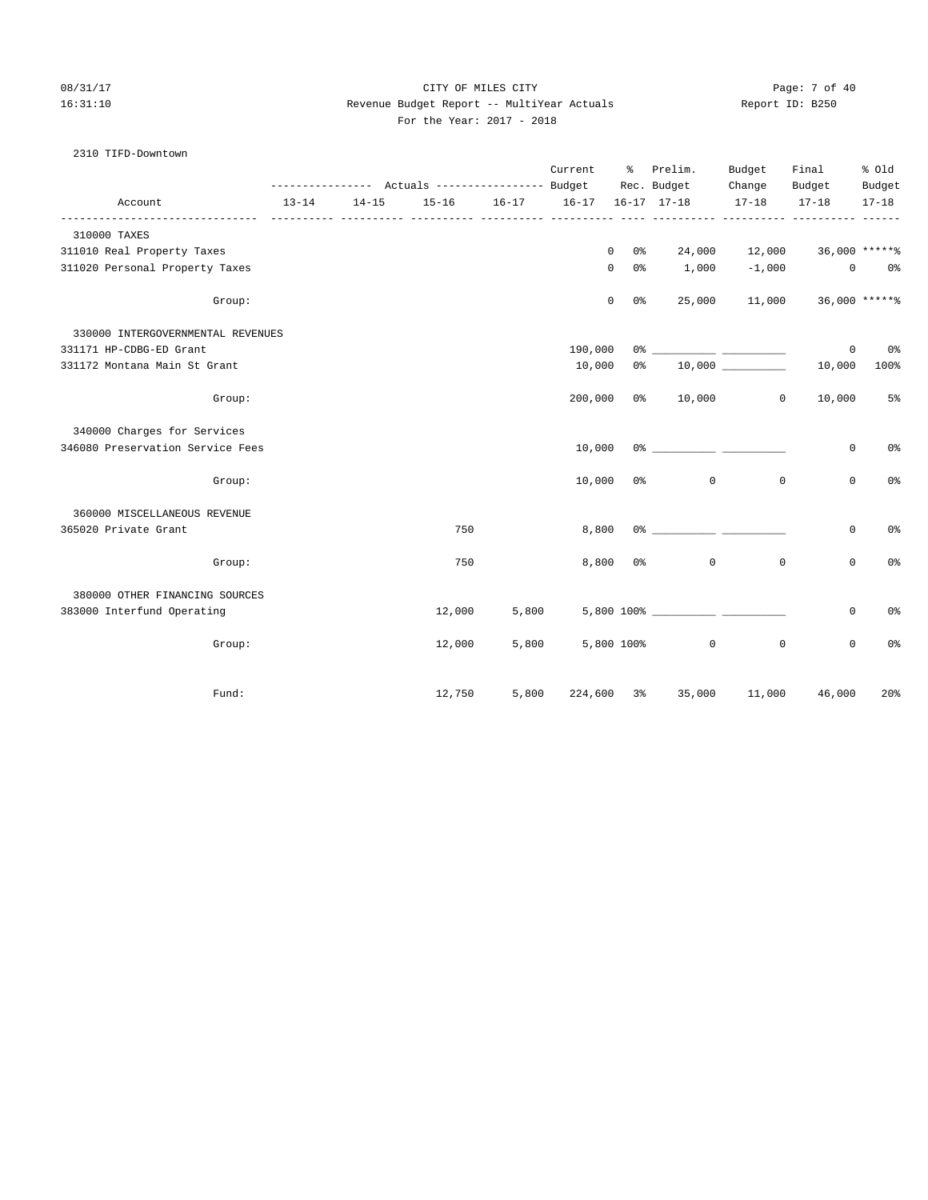CITY OF MILES CITY

Revenue Budget Report -- MultiYear Actuals

For the Year: 2017 - 2018

2310 TIFD-Downtown

| Account | Actuals 13-14 | Actuals 14-15 | Actuals 15-16 | Actuals 16-17 | Current Budget 16-17 | % Rec. 16-17 | Prelim. Budget 17-18 | Budget Change 17-18 | Final Budget 17-18 | % Old Budget 17-18 |
|---|---|---|---|---|---|---|---|---|---|---|
| 310000 TAXES | | | | | | | | | | |
| 311010 Real Property Taxes | | | | | 0 | 0% | 24,000 | 12,000 | 36,000 | *****% |
| 311020 Personal Property Taxes | | | | | 0 | 0% | 1,000 | -1,000 | 0 | 0% |
| Group: | | | | | 0 | 0% | 25,000 | 11,000 | 36,000 | *****% |
| 330000 INTERGOVERNMENTAL REVENUES | | | | | | | | | | |
| 331171 HP-CDBG-ED Grant | | | | | 190,000 | 0% | __________ | __________ | 0 | 0% |
| 331172 Montana Main St Grant | | | | | 10,000 | 0% | 10,000 | __________ | 10,000 | 100% |
| Group: | | | | | 200,000 | 0% | 10,000 | 0 | 10,000 | 5% |
| 340000 Charges for Services | | | | | | | | | | |
| 346080 Preservation Service Fees | | | | | 10,000 | 0% | __________ | __________ | 0 | 0% |
| Group: | | | | | 10,000 | 0% | 0 | 0 | 0 | 0% |
| 360000 MISCELLANEOUS REVENUE | | | | | | | | | | |
| 365020 Private Grant | | | 750 | | 8,800 | 0% | __________ | __________ | 0 | 0% |
| Group: | | | 750 | | 8,800 | 0% | 0 | 0 | 0 | 0% |
| 380000 OTHER FINANCING SOURCES | | | | | | | | | | |
| 383000 Interfund Operating | | | 12,000 | 5,800 | 5,800 | 100% | __________ | __________ | 0 | 0% |
| Group: | | | 12,000 | 5,800 | 5,800 | 100% | 0 | 0 | 0 | 0% |
| Fund: | | | 12,750 | 5,800 | 224,600 | 3% | 35,000 | 11,000 | 46,000 | 20% |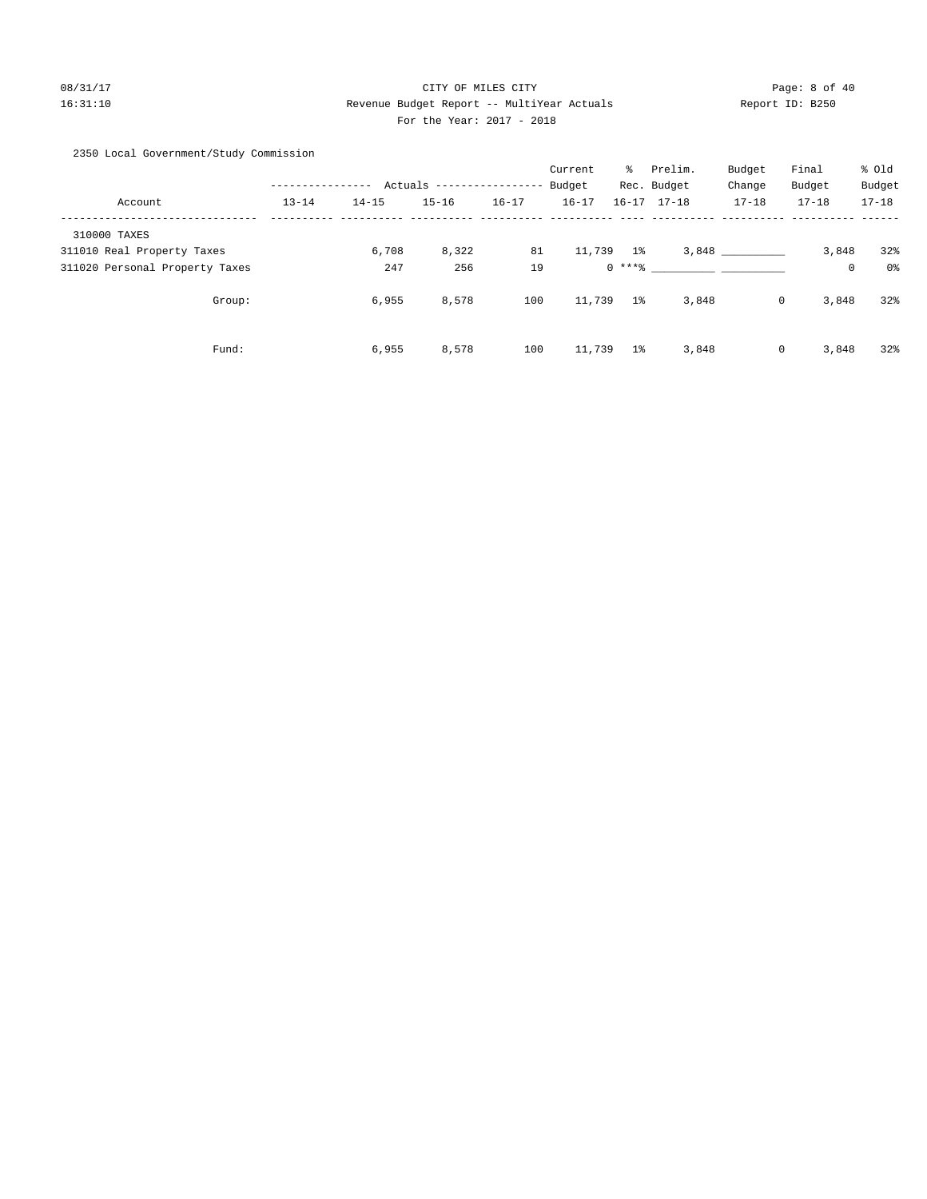CITY OF MILES CITY

Revenue Budget Report -- MultiYear Actuals

For the Year: 2017 - 2018

2350 Local Government/Study Commission

| Account | 13-14 | 14-15 | 15-16 | 16-17 | Current Budget 16-17 | % Rec. 16-17 | Prelim. Budget 17-18 | Budget Change 17-18 | Final Budget 17-18 | % Old Budget 17-18 |
|---|---|---|---|---|---|---|---|---|---|---|
| 310000 TAXES | | | | | | | | | | |
| 311010 Real Property Taxes | | 6,708 | 8,322 | 81 | 11,739 | 1% | 3,848 | __________ | 3,848 | 32% |
| 311020 Personal Property Taxes | | 247 | 256 | 19 | 0 | ***% | __________ | __________ | 0 | 0% |
| Group: | | 6,955 | 8,578 | 100 | 11,739 | 1% | 3,848 | 0 | 3,848 | 32% |
| Fund: | | 6,955 | 8,578 | 100 | 11,739 | 1% | 3,848 | 0 | 3,848 | 32% |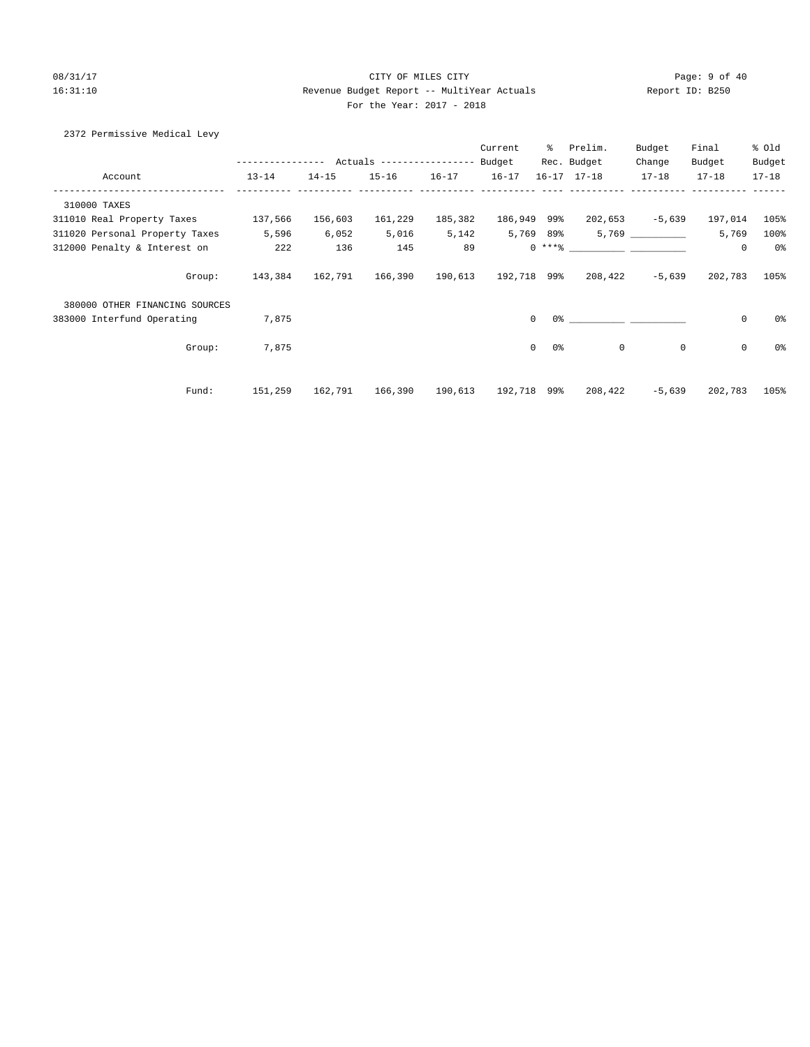CITY OF MILES CITY

Revenue Budget Report -- MultiYear Actuals

For the Year: 2017 - 2018

2372 Permissive Medical Levy

| Account | Actuals 13-14 | Actuals 14-15 | Actuals 15-16 | Actuals 16-17 | Current Budget 16-17 | % Rec. 16-17 | Prelim. Budget 17-18 | Budget Change 17-18 | Final Budget 17-18 | % Old Budget 17-18 |
|---|---|---|---|---|---|---|---|---|---|---|
| 310000 TAXES | | | | | | | | | | |
| 311010 Real Property Taxes | 137,566 | 156,603 | 161,229 | 185,382 | 186,949 | 99% | 202,653 | -5,639 | 197,014 | 105% |
| 311020 Personal Property Taxes | 5,596 | 6,052 | 5,016 | 5,142 | 5,769 | 89% | 5,769 | __________ | 5,769 | 100% |
| 312000 Penalty & Interest on | 222 | 136 | 145 | 89 | 0 | ***% | __________ | __________ | 0 | 0% |
| Group: | 143,384 | 162,791 | 166,390 | 190,613 | 192,718 | 99% | 208,422 | -5,639 | 202,783 | 105% |
| 380000 OTHER FINANCING SOURCES | | | | | | | | | | |
| 383000 Interfund Operating | 7,875 | | | | 0 | 0% | __________ | __________ | 0 | 0% |
| Group: | 7,875 | | | | 0 | 0% | 0 | 0 | 0 | 0% |
| Fund: | 151,259 | 162,791 | 166,390 | 190,613 | 192,718 | 99% | 208,422 | -5,639 | 202,783 | 105% |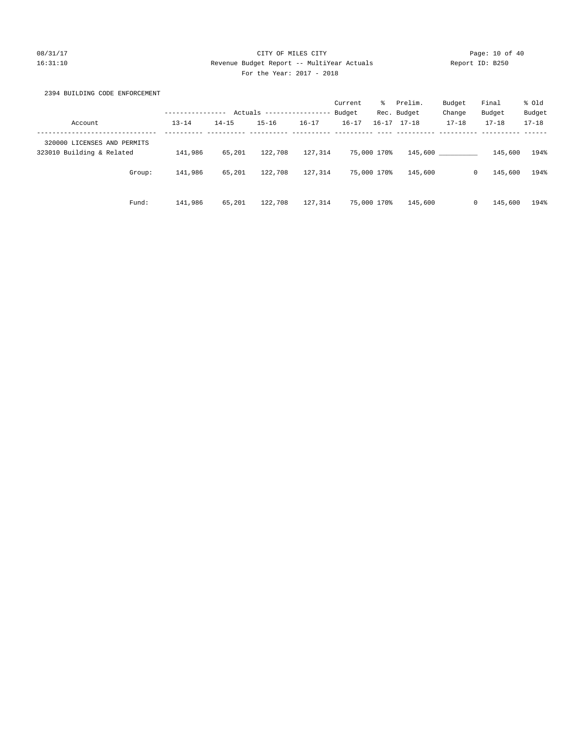CITY OF MILES CITY

Revenue Budget Report -- MultiYear Actuals

For the Year: 2017 - 2018

08/31/17 16:31:10 Report ID: B250

2394 BUILDING CODE ENFORCEMENT

| Account | Actuals 13-14 | Actuals 14-15 | Actuals 15-16 | Actuals 16-17 | Current Budget 16-17 | % Rec. 16-17 | Prelim. Budget 17-18 | Budget Change 17-18 | Final Budget 17-18 | % Old Budget 17-18 |
|---|---|---|---|---|---|---|---|---|---|---|
| 320000 LICENSES AND PERMITS | | | | | | | | | | |
| 323010 Building & Related | 141,986 | 65,201 | 122,708 | 127,314 | 75,000 | 170% | 145,600 | __________ | 145,600 | 194% |
| Group: | 141,986 | 65,201 | 122,708 | 127,314 | 75,000 | 170% | 145,600 | 0 | 145,600 | 194% |
| Fund: | 141,986 | 65,201 | 122,708 | 127,314 | 75,000 | 170% | 145,600 | 0 | 145,600 | 194% |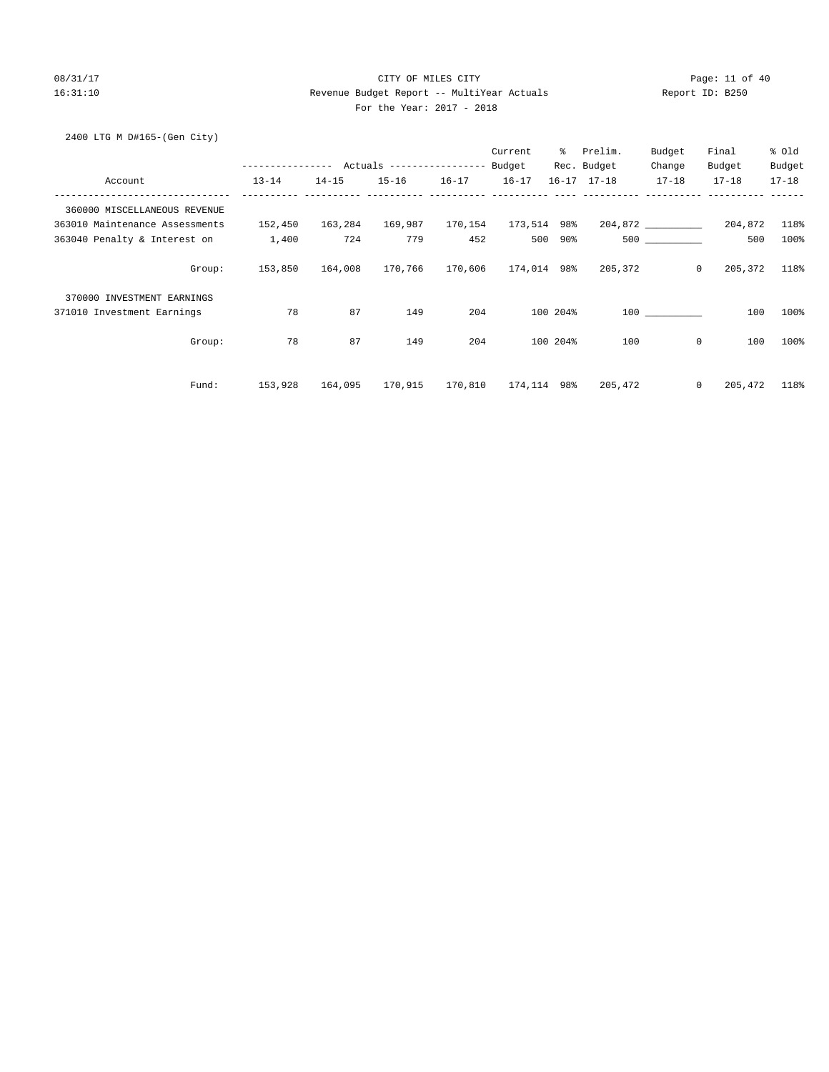CITY OF MILES CITY

Revenue Budget Report -- MultiYear Actuals

For the Year: 2017 - 2018

08/31/17 16:31:10 Report ID: B250

2400 LTG M D#165-(Gen City)

| Account | Actuals 13-14 | Actuals 14-15 | Actuals 15-16 | Actuals 16-17 | Current Budget 16-17 | % Rec. 16-17 | Prelim. Budget 17-18 | Budget Change 17-18 | Final Budget 17-18 | % Old Budget 17-18 |
|---|---|---|---|---|---|---|---|---|---|---|
| 360000 MISCELLANEOUS REVENUE | | | | | | | | | | |
| 363010 Maintenance Assessments | 152,450 | 163,284 | 169,987 | 170,154 | 173,514 | 98% | 204,872 | __________ | 204,872 | 118% |
| 363040 Penalty & Interest on | 1,400 | 724 | 779 | 452 | 500 | 90% | 500 | __________ | 500 | 100% |
| Group: | 153,850 | 164,008 | 170,766 | 170,606 | 174,014 | 98% | 205,372 | 0 | 205,372 | 118% |
| 370000 INVESTMENT EARNINGS | | | | | | | | | | |
| 371010 Investment Earnings | 78 | 87 | 149 | 204 | 100 | 204% | 100 | __________ | 100 | 100% |
| Group: | 78 | 87 | 149 | 204 | 100 | 204% | 100 | 0 | 100 | 100% |
| Fund: | 153,928 | 164,095 | 170,915 | 170,810 | 174,114 | 98% | 205,472 | 0 | 205,472 | 118% |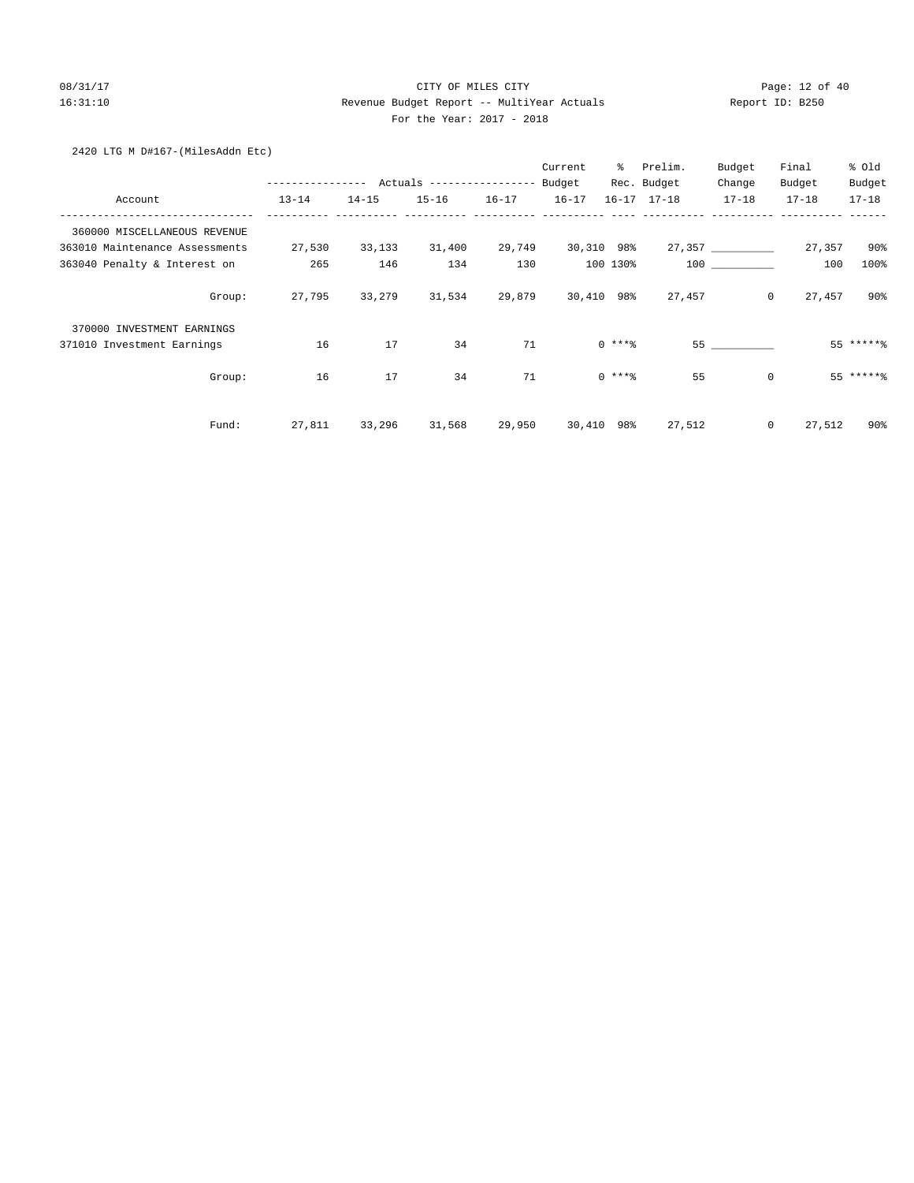CITY OF MILES CITY

Revenue Budget Report -- MultiYear Actuals

For the Year: 2017 - 2018

2420 LTG M D#167-(MilesAddn Etc)

| Account | Actuals 13-14 | Actuals 14-15 | Actuals 15-16 | Actuals 16-17 | Current Budget 16-17 | % Rec. 16-17 | Prelim. Budget 17-18 | Budget Change 17-18 | Final Budget 17-18 | % Old Budget 17-18 |
|---|---|---|---|---|---|---|---|---|---|---|
| 360000 MISCELLANEOUS REVENUE | | | | | | | | | | |
| 363010 Maintenance Assessments | 27,530 | 33,133 | 31,400 | 29,749 | 30,310 | 98% | 27,357 | __________ | 27,357 | 90% |
| 363040 Penalty & Interest on | 265 | 146 | 134 | 130 | 100 | 130% | 100 | __________ | 100 | 100% |
| Group: | 27,795 | 33,279 | 31,534 | 29,879 | 30,410 | 98% | 27,457 | 0 | 27,457 | 90% |
| 370000 INVESTMENT EARNINGS | | | | | | | | | | |
| 371010 Investment Earnings | 16 | 17 | 34 | 71 | 0 | ***% | 55 | __________ | 55 | *****% |
| Group: | 16 | 17 | 34 | 71 | 0 | ***% | 55 | 0 | 55 | *****% |
| Fund: | 27,811 | 33,296 | 31,568 | 29,950 | 30,410 | 98% | 27,512 | 0 | 27,512 | 90% |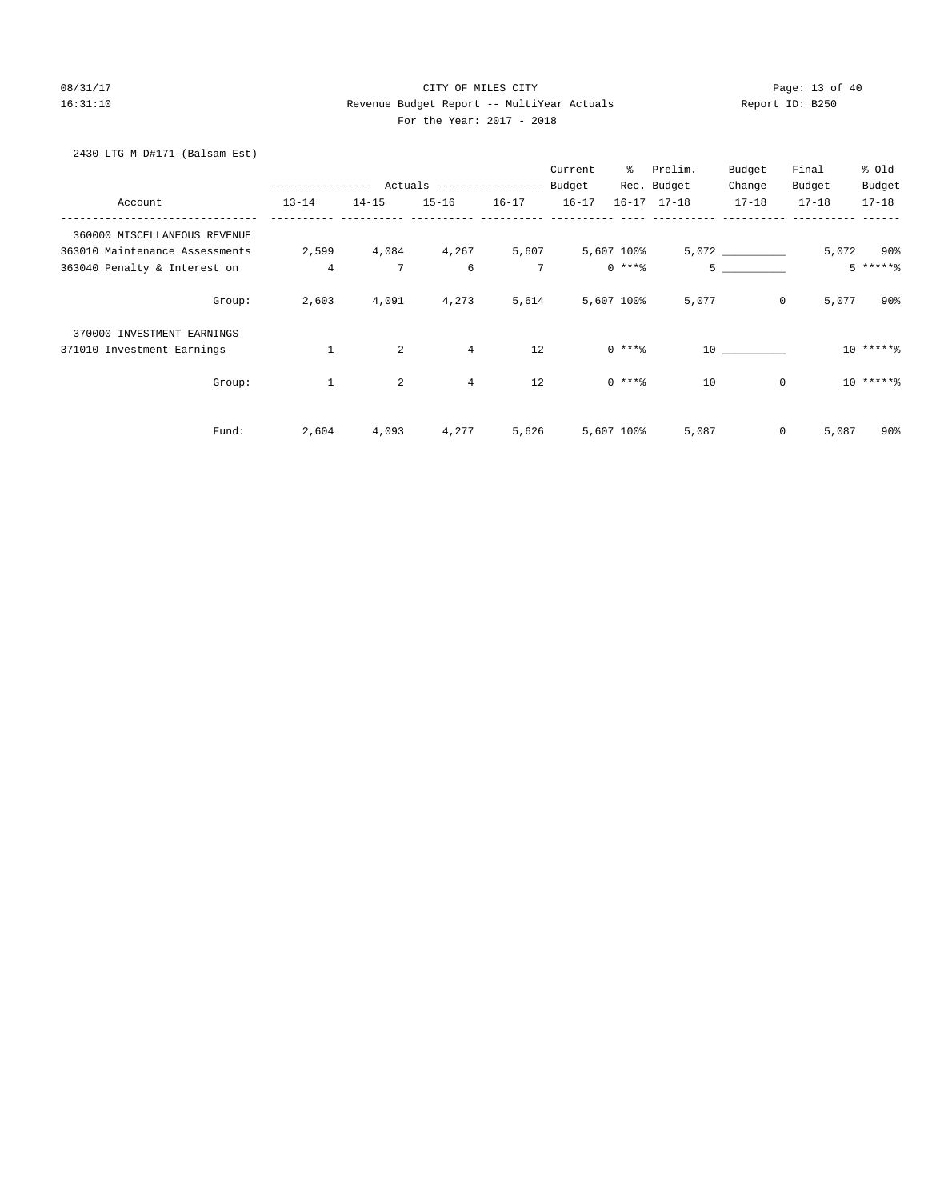CITY OF MILES CITY

Revenue Budget Report -- MultiYear Actuals

For the Year: 2017 - 2018

2430 LTG M D#171-(Balsam Est)

| Account | Actuals 13-14 | Actuals 14-15 | Actuals 15-16 | Actuals 16-17 | Current Budget 16-17 | % Rec. 16-17 | Prelim. Budget 17-18 | Budget Change 17-18 | Final Budget 17-18 | % Old Budget 17-18 |
|---|---|---|---|---|---|---|---|---|---|---|
| 360000 MISCELLANEOUS REVENUE | | | | | | | | | | |
| 363010 Maintenance Assessments | 2,599 | 4,084 | 4,267 | 5,607 | 5,607 | 100% | 5,072 | __________ | 5,072 | 90% |
| 363040 Penalty & Interest on | 4 | 7 | 6 | 7 | 0 | ***% | 5 | __________ | 5 | *****% |
| Group: | 2,603 | 4,091 | 4,273 | 5,614 | 5,607 | 100% | 5,077 | 0 | 5,077 | 90% |
| 370000 INVESTMENT EARNINGS | | | | | | | | | | |
| 371010 Investment Earnings | 1 | 2 | 4 | 12 | 0 | ***% | 10 | __________ | 10 | *****% |
| Group: | 1 | 2 | 4 | 12 | 0 | ***% | 10 | 0 | 10 | *****% |
| Fund: | 2,604 | 4,093 | 4,277 | 5,626 | 5,607 | 100% | 5,087 | 0 | 5,087 | 90% |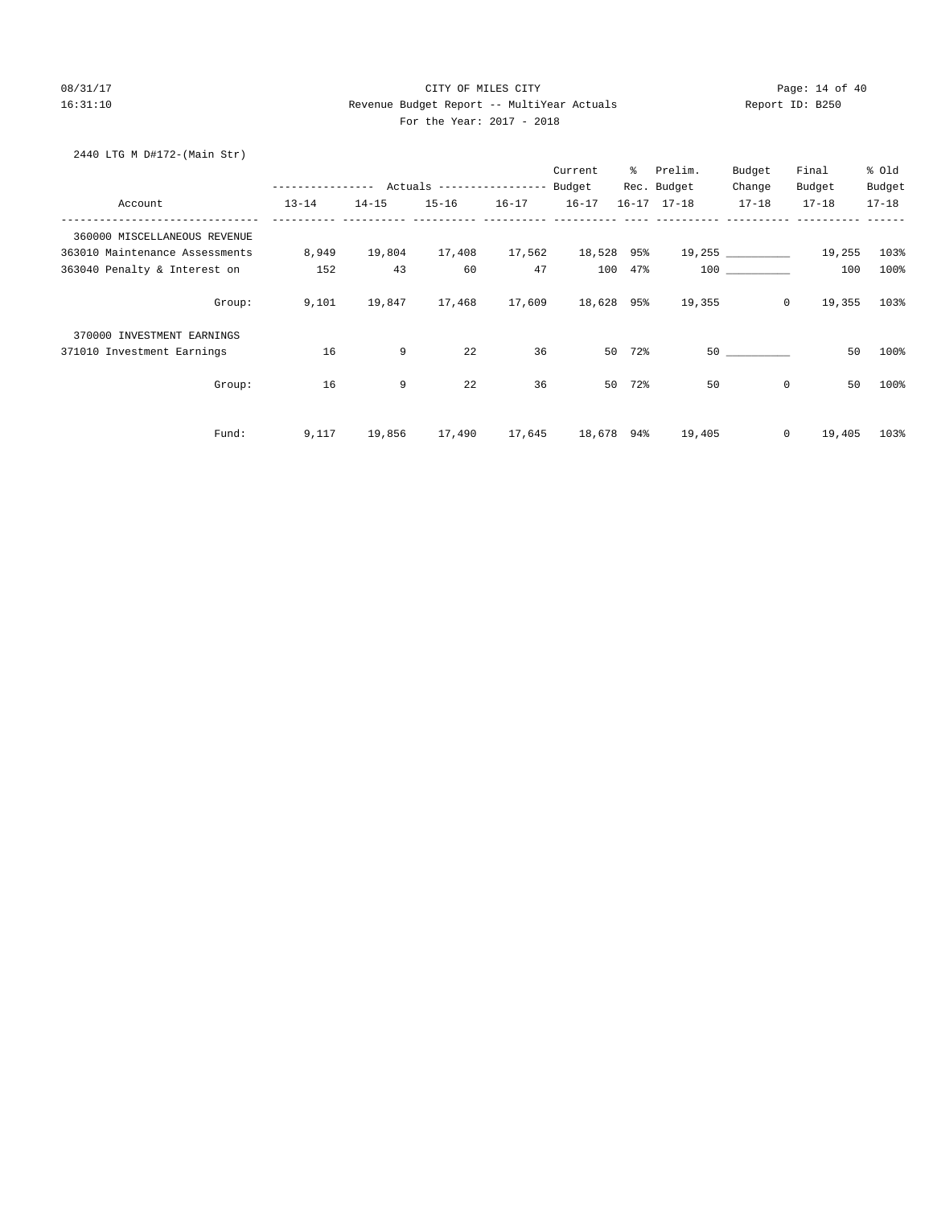CITY OF MILES CITY

Revenue Budget Report -- MultiYear Actuals

For the Year: 2017 - 2018

2440 LTG M D#172-(Main Str)

| Account | Actuals 13-14 | Actuals 14-15 | Actuals 15-16 | Actuals 16-17 | Current Budget 16-17 | % Rec. 16-17 | Prelim. Budget 17-18 | Budget Change 17-18 | Final Budget 17-18 | % Old Budget 17-18 |
|---|---|---|---|---|---|---|---|---|---|---|
| 360000 MISCELLANEOUS REVENUE | | | | | | | | | | |
| 363010 Maintenance Assessments | 8,949 | 19,804 | 17,408 | 17,562 | 18,528 | 95% | 19,255 | __________ | 19,255 | 103% |
| 363040 Penalty & Interest on | 152 | 43 | 60 | 47 | 100 | 47% | 100 | __________ | 100 | 100% |
| Group: | 9,101 | 19,847 | 17,468 | 17,609 | 18,628 | 95% | 19,355 | 0 | 19,355 | 103% |
| 370000 INVESTMENT EARNINGS | | | | | | | | | | |
| 371010 Investment Earnings | 16 | 9 | 22 | 36 | 50 | 72% | 50 | __________ | 50 | 100% |
| Group: | 16 | 9 | 22 | 36 | 50 | 72% | 50 | 0 | 50 | 100% |
| Fund: | 9,117 | 19,856 | 17,490 | 17,645 | 18,678 | 94% | 19,405 | 0 | 19,405 | 103% |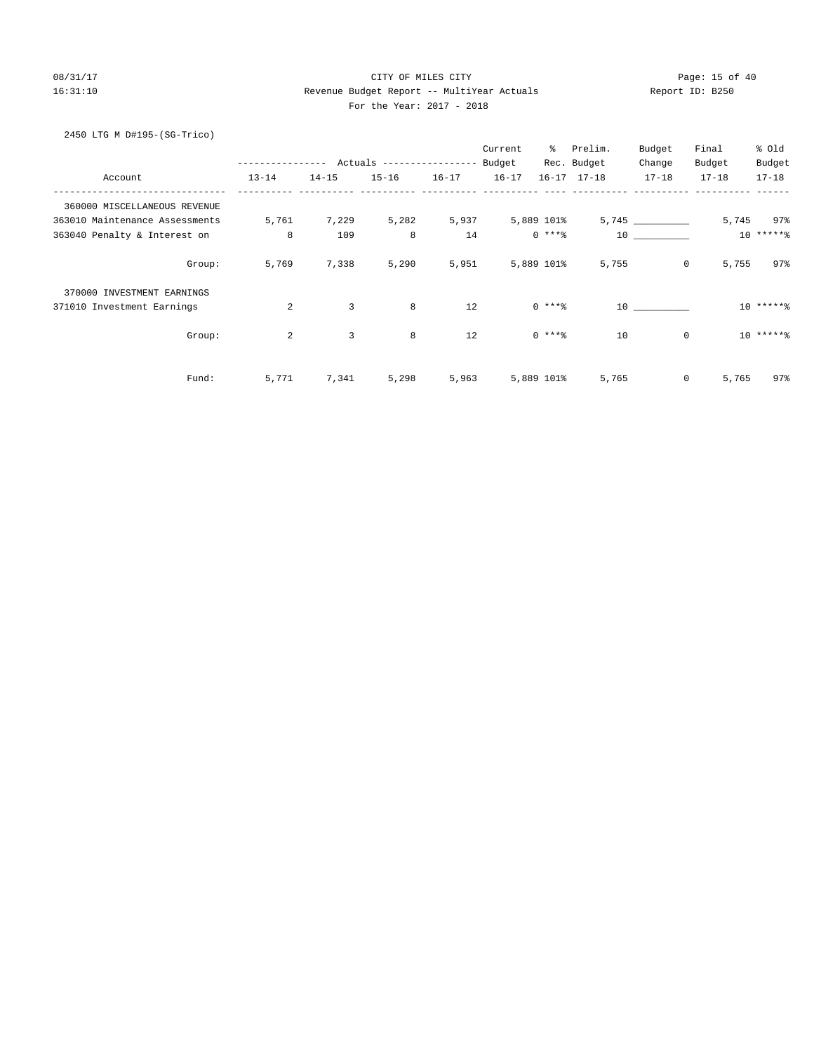CITY OF MILES CITY

Revenue Budget Report -- MultiYear Actuals

For the Year: 2017 - 2018

2450 LTG M D#195-(SG-Trico)

| Account | Actuals 13-14 | Actuals 14-15 | Actuals 15-16 | Actuals 16-17 | Current Budget 16-17 | % Rec. 16-17 | Prelim. Budget 17-18 | Budget Change 17-18 | Final Budget 17-18 | % Old Budget 17-18 |
|---|---|---|---|---|---|---|---|---|---|---|
| 360000 MISCELLANEOUS REVENUE | | | | | | | | | | |
| 363010 Maintenance Assessments | 5,761 | 7,229 | 5,282 | 5,937 | 5,889 | 101% | 5,745 | __________ | 5,745 | 97% |
| 363040 Penalty & Interest on | 8 | 109 | 8 | 14 | 0 | ***% | 10 | __________ | 10 | *****% |
| Group: | 5,769 | 7,338 | 5,290 | 5,951 | 5,889 | 101% | 5,755 | 0 | 5,755 | 97% |
| 370000 INVESTMENT EARNINGS | | | | | | | | | | |
| 371010 Investment Earnings | 2 | 3 | 8 | 12 | 0 | ***% | 10 | __________ | 10 | *****% |
| Group: | 2 | 3 | 8 | 12 | 0 | ***% | 10 | 0 | 10 | *****% |
| Fund: | 5,771 | 7,341 | 5,298 | 5,963 | 5,889 | 101% | 5,765 | 0 | 5,765 | 97% |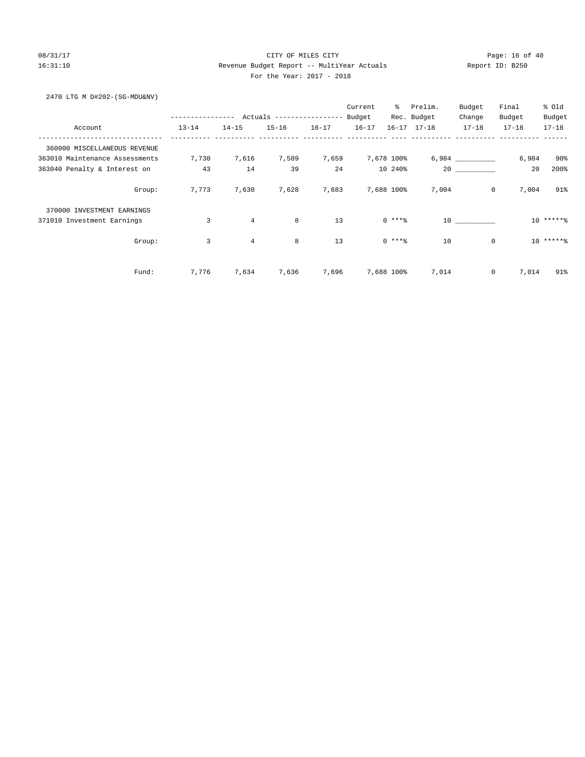CITY OF MILES CITY

Revenue Budget Report -- MultiYear Actuals

For the Year: 2017 - 2018

2470 LTG M D#202-(SG-MDU&NV)

| Account | Actuals 13-14 | Actuals 14-15 | Actuals 15-16 | Actuals 16-17 | Current Budget 16-17 | % Rec. 16-17 | Prelim. Budget 17-18 | Budget Change 17-18 | Final Budget 17-18 | % Old Budget 17-18 |
|---|---|---|---|---|---|---|---|---|---|---|
| 360000 MISCELLANEOUS REVENUE | | | | | | | | | | |
| 363010 Maintenance Assessments | 7,730 | 7,616 | 7,589 | 7,659 | 7,678 | 100% | 6,984 | __________ | 6,984 | 90% |
| 363040 Penalty & Interest on | 43 | 14 | 39 | 24 | 10 | 240% | 20 | __________ | 20 | 200% |
| Group: | 7,773 | 7,630 | 7,628 | 7,683 | 7,688 | 100% | 7,004 | 0 | 7,004 | 91% |
| 370000 INVESTMENT EARNINGS | | | | | | | | | | |
| 371010 Investment Earnings | 3 | 4 | 8 | 13 | 0 | ***% | 10 | __________ | 10 | *****% |
| Group: | 3 | 4 | 8 | 13 | 0 | ***% | 10 | 0 | 10 | *****% |
| Fund: | 7,776 | 7,634 | 7,636 | 7,696 | 7,688 | 100% | 7,014 | 0 | 7,014 | 91% |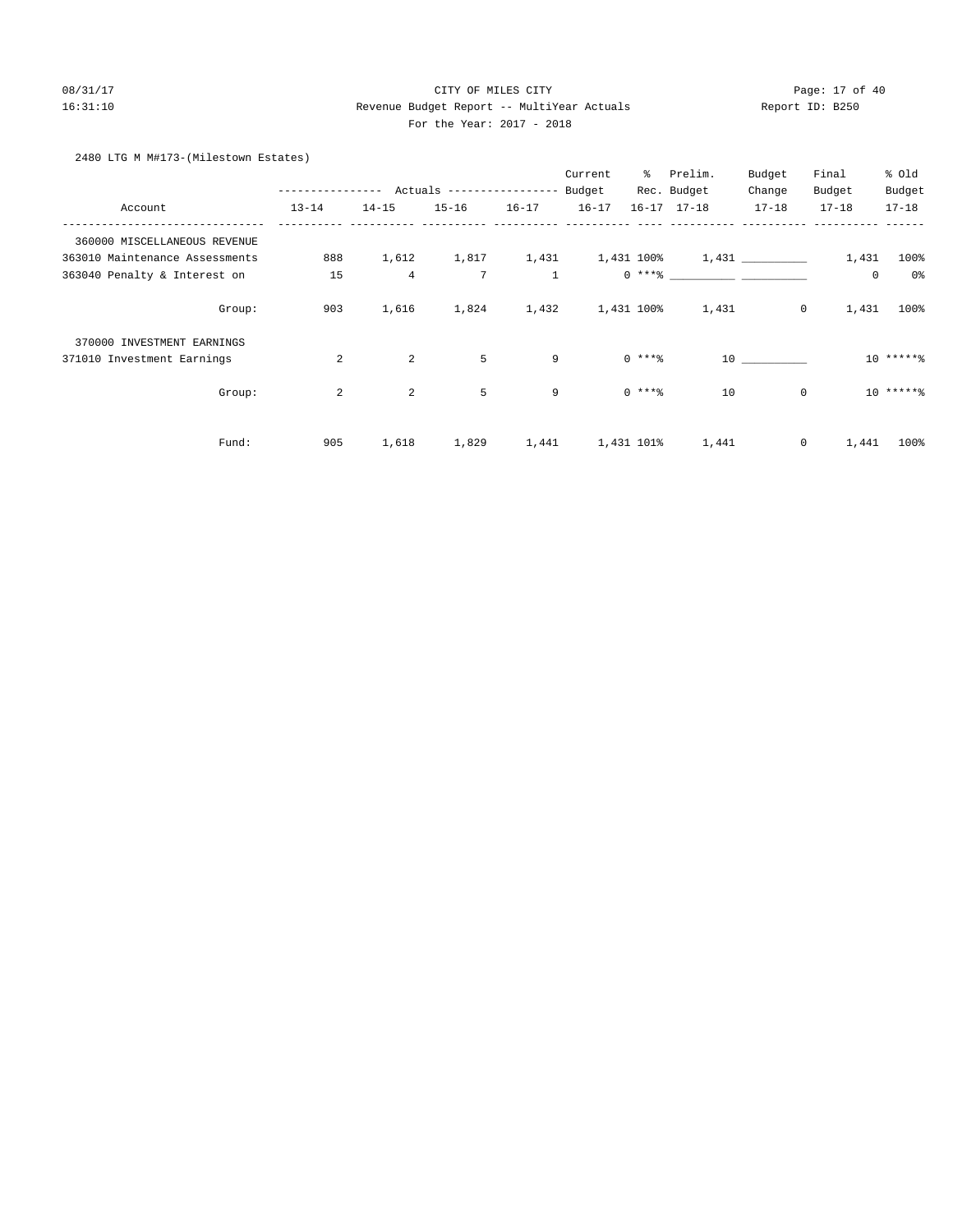CITY OF MILES CITY

Revenue Budget Report -- MultiYear Actuals

For the Year: 2017 - 2018

2480 LTG M M#173-(Milestown Estates)

| Account | Actuals 13-14 | Actuals 14-15 | Actuals 15-16 | Actuals 16-17 | Current Budget 16-17 | % Rec. 16-17 | Prelim. Budget 17-18 | Budget Change 17-18 | Final Budget 17-18 | % Old Budget 17-18 |
|---|---|---|---|---|---|---|---|---|---|---|
| 360000 MISCELLANEOUS REVENUE | | | | | | | | | | |
| 363010 Maintenance Assessments | 888 | 1,612 | 1,817 | 1,431 | 1,431 | 100% | 1,431 | __________ | 1,431 | 100% |
| 363040 Penalty & Interest on | 15 | 4 | 7 | 1 | 0 | ***% | __________ | __________ | 0 | 0% |
| Group: | 903 | 1,616 | 1,824 | 1,432 | 1,431 | 100% | 1,431 | 0 | 1,431 | 100% |
| 370000 INVESTMENT EARNINGS | | | | | | | | | | |
| 371010 Investment Earnings | 2 | 2 | 5 | 9 | 0 | ***% | 10 | __________ | 10 | *****% |
| Group: | 2 | 2 | 5 | 9 | 0 | ***% | 10 | 0 | 10 | *****% |
| Fund: | 905 | 1,618 | 1,829 | 1,441 | 1,431 | 101% | 1,441 | 0 | 1,441 | 100% |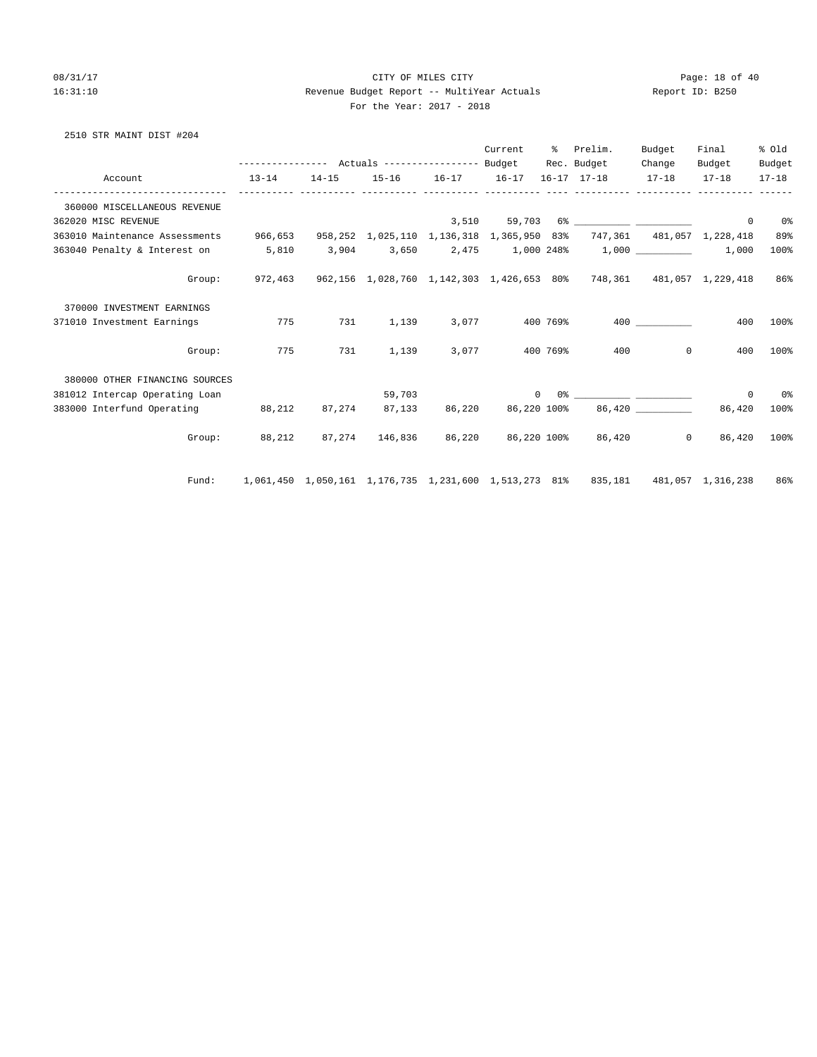2510 STR MAINT DIST #204

| Account | Actuals 13-14 | Actuals 14-15 | Actuals 15-16 | Actuals 16-17 | Current Budget 16-17 | % Rec. 16-17 | Prelim. Budget 17-18 | Budget Change 17-18 | Final Budget 17-18 | % Old Budget 17-18 |
|---|---|---|---|---|---|---|---|---|---|---|
| 360000 MISCELLANEOUS REVENUE | | | | | | | | | | |
| 362020 MISC REVENUE | | | | 3,510 | 59,703 | 6% | __________ | __________ | 0 | 0% |
| 363010 Maintenance Assessments | 966,653 | 958,252 | 1,025,110 | 1,136,318 | 1,365,950 | 83% | 747,361 | 481,057 | 1,228,418 | 89% |
| 363040 Penalty & Interest on | 5,810 | 3,904 | 3,650 | 2,475 | 1,000 | 248% | 1,000 | __________ | 1,000 | 100% |
| Group: | 972,463 | 962,156 | 1,028,760 | 1,142,303 | 1,426,653 | 80% | 748,361 | 481,057 | 1,229,418 | 86% |
| 370000 INVESTMENT EARNINGS | | | | | | | | | | |
| 371010 Investment Earnings | 775 | 731 | 1,139 | 3,077 | 400 | 769% | 400 | __________ | 400 | 100% |
| Group: | 775 | 731 | 1,139 | 3,077 | 400 | 769% | 400 | 0 | 400 | 100% |
| 380000 OTHER FINANCING SOURCES | | | | | | | | | | |
| 381012 Intercap Operating Loan | | | 59,703 | | 0 | 0% | __________ | __________ | 0 | 0% |
| 383000 Interfund Operating | 88,212 | 87,274 | 87,133 | 86,220 | 86,220 | 100% | 86,420 | __________ | 86,420 | 100% |
| Group: | 88,212 | 87,274 | 146,836 | 86,220 | 86,220 | 100% | 86,420 | 0 | 86,420 | 100% |
| Fund: | 1,061,450 | 1,050,161 | 1,176,735 | 1,231,600 | 1,513,273 | 81% | 835,181 | 481,057 | 1,316,238 | 86% |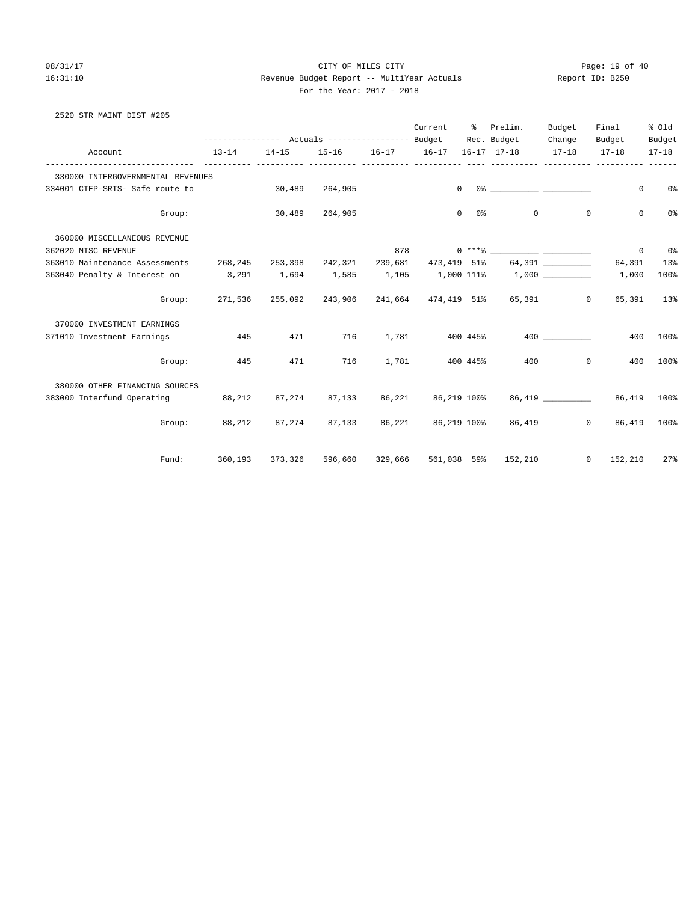CITY OF MILES CITY

Revenue Budget Report -- MultiYear Actuals

For the Year: 2017 - 2018

08/31/17 16:31:10 Report ID: B250

## 2520 STR MAINT DIST #205

| Account | Actuals 13-14 | Actuals 14-15 | Actuals 15-16 | Actuals 16-17 | Current Budget 16-17 | % Rec. 16-17 | Prelim. Budget 17-18 | Budget Change 17-18 | Final Budget 17-18 | % Old Budget 17-18 |
|---|---|---|---|---|---|---|---|---|---|---|
| **330000 INTERGOVERNMENTAL REVENUES** | | | | | | | | | | |
| 334001 CTEP-SRTS- Safe route to | | 30,489 | 264,905 | | 0 | 0% | ___________ | ___________ | 0 | 0% |
| Group: | | 30,489 | 264,905 | | 0 | 0% | 0 | 0 | 0 | 0% |
| **360000 MISCELLANEOUS REVENUE** | | | | | | | | | | |
| 362020 MISC REVENUE | | | | 878 | 0 | ***% | ___________ | ___________ | 0 | 0% |
| 363010 Maintenance Assessments | 268,245 | 253,398 | 242,321 | 239,681 | 473,419 | 51% | 64,391 | ___________ | 64,391 | 13% |
| 363040 Penalty & Interest on | 3,291 | 1,694 | 1,585 | 1,105 | 1,000 | 111% | 1,000 | ___________ | 1,000 | 100% |
| Group: | 271,536 | 255,092 | 243,906 | 241,664 | 474,419 | 51% | 65,391 | 0 | 65,391 | 13% |
| **370000 INVESTMENT EARNINGS** | | | | | | | | | | |
| 371010 Investment Earnings | 445 | 471 | 716 | 1,781 | 400 | 445% | 400 | ___________ | 400 | 100% |
| Group: | 445 | 471 | 716 | 1,781 | 400 | 445% | 400 | 0 | 400 | 100% |
| **380000 OTHER FINANCING SOURCES** | | | | | | | | | | |
| 383000 Interfund Operating | 88,212 | 87,274 | 87,133 | 86,221 | 86,219 | 100% | 86,419 | ___________ | 86,419 | 100% |
| Group: | 88,212 | 87,274 | 87,133 | 86,221 | 86,219 | 100% | 86,419 | 0 | 86,419 | 100% |
| Fund: | 360,193 | 373,326 | 596,660 | 329,666 | 561,038 | 59% | 152,210 | 0 | 152,210 | 27% |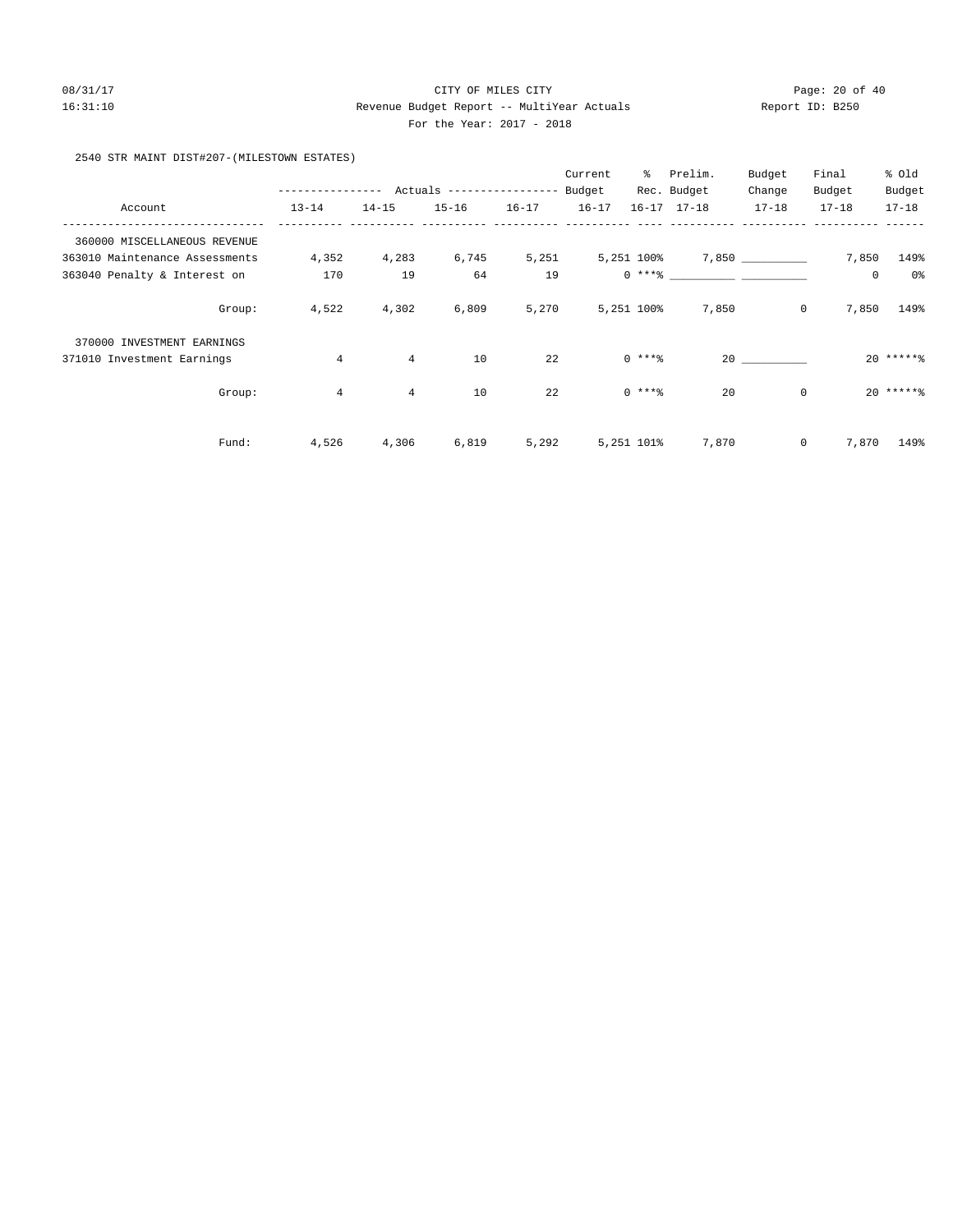## 2540 STR MAINT DIST#207-(MILESTOWN ESTATES)

| Account | Actuals 13-14 | Actuals 14-15 | Actuals 15-16 | Actuals 16-17 | Current Budget 16-17 | % Rec. 16-17 | Prelim. Budget 17-18 | Budget Change 17-18 | Final Budget 17-18 | % Old Budget 17-18 |
|---|---|---|---|---|---|---|---|---|---|---|
| 360000 MISCELLANEOUS REVENUE | | | | | | | | | | |
| 363010 Maintenance Assessments | 4,352 | 4,283 | 6,745 | 5,251 | 5,251 | 100% | 7,850 | __________ | 7,850 | 149% |
| 363040 Penalty & Interest on | 170 | 19 | 64 | 19 | 0 | ***% | __________ | __________ | 0 | 0% |
| Group: | 4,522 | 4,302 | 6,809 | 5,270 | 5,251 | 100% | 7,850 | 0 | 7,850 | 149% |
| 370000 INVESTMENT EARNINGS | | | | | | | | | | |
| 371010 Investment Earnings | 4 | 4 | 10 | 22 | 0 | ***% | 20 | __________ | 20 | *****% |
| Group: | 4 | 4 | 10 | 22 | 0 | ***% | 20 | 0 | 20 | *****% |
| Fund: | 4,526 | 4,306 | 6,819 | 5,292 | 5,251 | 101% | 7,870 | 0 | 7,870 | 149% |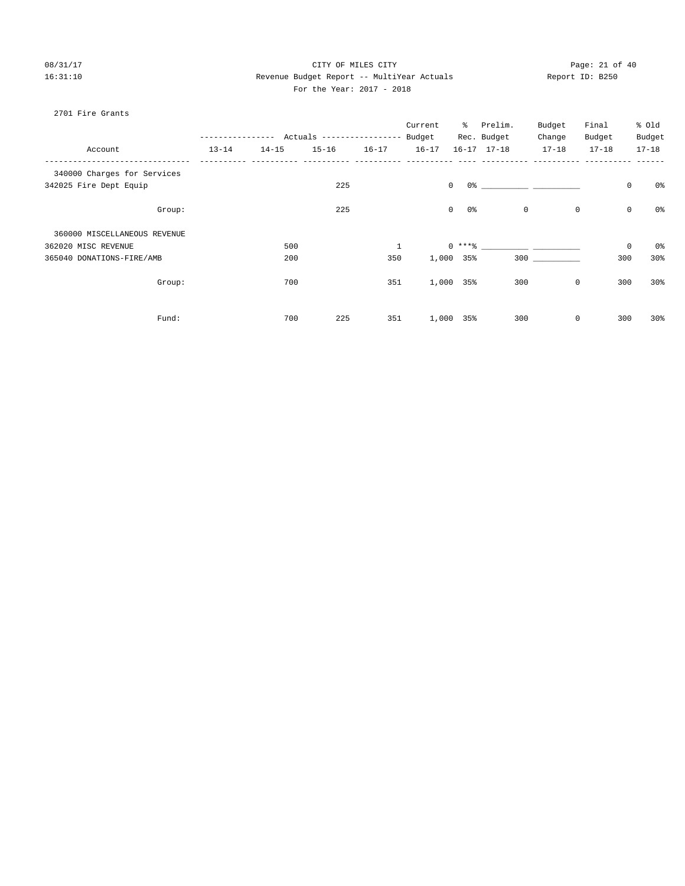CITY OF MILES CITY
Revenue Budget Report -- MultiYear Actuals
For the Year: 2017 - 2018

08/31/17
16:31:10

Report ID: B250

2701 Fire Grants

| Account | Actuals 13-14 | Actuals 14-15 | Actuals 15-16 | Actuals 16-17 | Current Budget 16-17 | % Rec. 16-17 | Prelim. Budget 17-18 | Budget Change 17-18 | Final Budget 17-18 | % Old Budget 17-18 |
|---|---|---|---|---|---|---|---|---|---|---|
| 340000 Charges for Services | | | | | | | | | | |
| 342025 Fire Dept Equip | | | 225 | | 0 | 0% | __________ | __________ | 0 | 0% |
| Group: | | | 225 | | 0 | 0% | 0 | 0 | 0 | 0% |
| 360000 MISCELLANEOUS REVENUE | | | | | | | | | | |
| 362020 MISC REVENUE | | 500 | | 1 | 0 | ***% | __________ | __________ | 0 | 0% |
| 365040 DONATIONS-FIRE/AMB | | 200 | | 350 | 1,000 | 35% | 300 | __________ | 300 | 30% |
| Group: | | 700 | | 351 | 1,000 | 35% | 300 | 0 | 300 | 30% |
| Fund: | | 700 | 225 | 351 | 1,000 | 35% | 300 | 0 | 300 | 30% |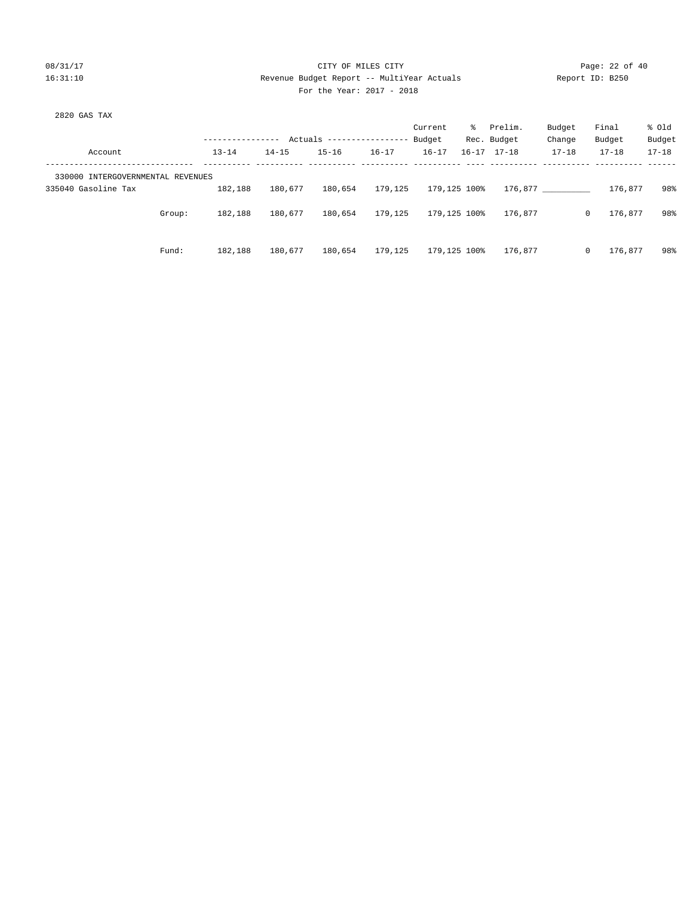CITY OF MILES CITY
Revenue Budget Report -- MultiYear Actuals
For the Year: 2017 - 2018

08/31/17
16:31:10

Report ID: B250

2820 GAS TAX

| Account | | Actuals 13-14 | Actuals 14-15 | Actuals 15-16 | Actuals 16-17 | Current Budget 16-17 | % Rec. 16-17 | Prelim. Budget 17-18 | Budget Change 17-18 | Final Budget 17-18 | % Old Budget 17-18 |
|---|---|---|---|---|---|---|---|---|---|---|---|
| 330000 INTERGOVERNMENTAL REVENUES | | | | | | | | | | | |
| 335040 Gasoline Tax | | 182,188 | 180,677 | 180,654 | 179,125 | 179,125 | 100% | 176,877 | __________ | 176,877 | 98% |
| | Group: | 182,188 | 180,677 | 180,654 | 179,125 | 179,125 | 100% | 176,877 | 0 | 176,877 | 98% |
| | Fund: | 182,188 | 180,677 | 180,654 | 179,125 | 179,125 | 100% | 176,877 | 0 | 176,877 | 98% |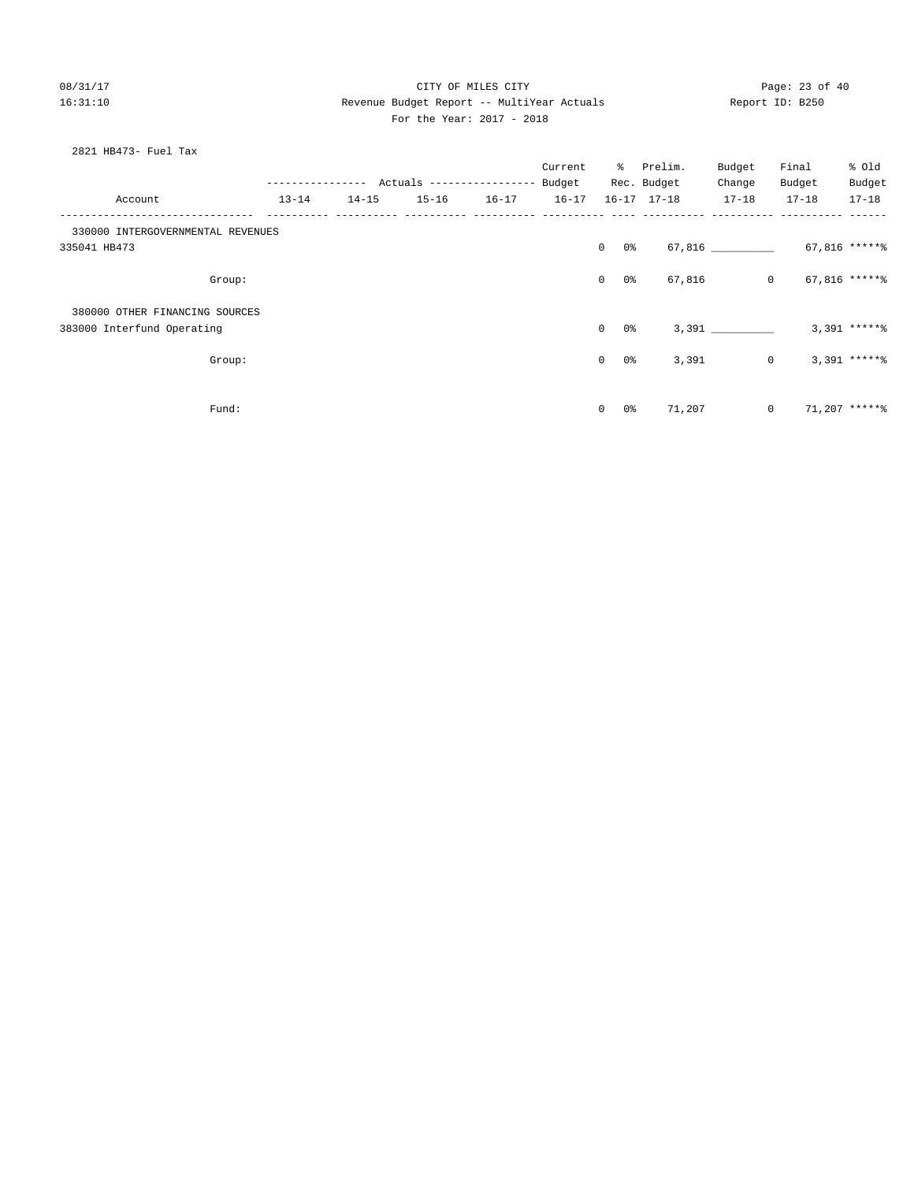CITY OF MILES CITY

Revenue Budget Report -- MultiYear Actuals

For the Year: 2017 - 2018

08/31/17
16:31:10

Report ID: B250

2821 HB473- Fuel Tax

| Account | Actuals 13-14 | Actuals 14-15 | Actuals 15-16 | Actuals 16-17 | Current Budget 16-17 | % Rec. 16-17 | Prelim. Budget 17-18 | Budget Change 17-18 | Final Budget 17-18 | % Old Budget 17-18 |
|---|---|---|---|---|---|---|---|---|---|---|
| 330000 INTERGOVERNMENTAL REVENUES | | | | | | | | | | |
| 335041 HB473 | | | | | 0 | 0% | 67,816 | __________ | 67,816 | *****% |
| Group: | | | | | 0 | 0% | 67,816 | 0 | 67,816 | *****% |
| 380000 OTHER FINANCING SOURCES | | | | | | | | | | |
| 383000 Interfund Operating | | | | | 0 | 0% | 3,391 | __________ | 3,391 | *****% |
| Group: | | | | | 0 | 0% | 3,391 | 0 | 3,391 | *****% |
| Fund: | | | | | 0 | 0% | 71,207 | 0 | 71,207 | *****% |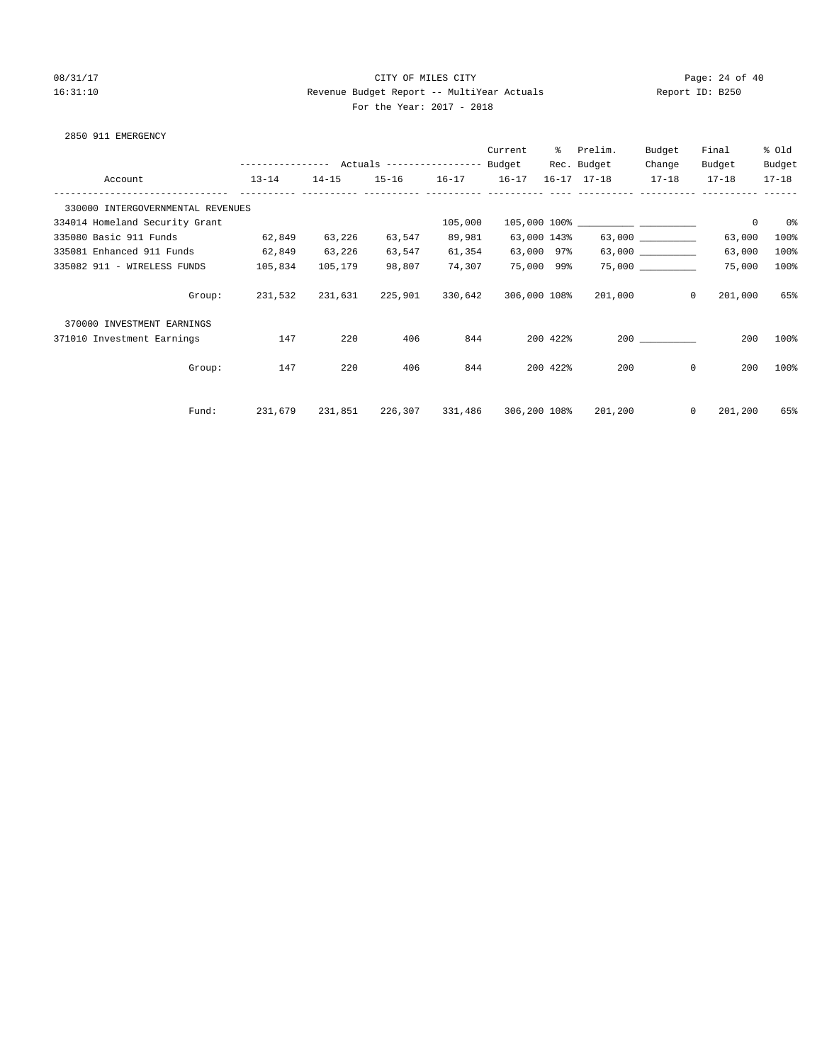CITY OF MILES CITY

Revenue Budget Report -- MultiYear Actuals

For the Year: 2017 - 2018

2850 911 EMERGENCY

| Account | Actuals 13-14 | Actuals 14-15 | Actuals 15-16 | Actuals 16-17 | Current Budget 16-17 | % Rec. 16-17 | Prelim. Budget 17-18 | Budget Change 17-18 | Final Budget 17-18 | % Old Budget 17-18 |
|---|---|---|---|---|---|---|---|---|---|---|
| 330000 INTERGOVERNMENTAL REVENUES | | | | | | | | | | |
| 334014 Homeland Security Grant | | | | 105,000 | 105,000 | 100% | __________ | __________ | 0 | 0% |
| 335080 Basic 911 Funds | 62,849 | 63,226 | 63,547 | 89,981 | 63,000 | 143% | 63,000 | __________ | 63,000 | 100% |
| 335081 Enhanced 911 Funds | 62,849 | 63,226 | 63,547 | 61,354 | 63,000 | 97% | 63,000 | __________ | 63,000 | 100% |
| 335082 911 - WIRELESS FUNDS | 105,834 | 105,179 | 98,807 | 74,307 | 75,000 | 99% | 75,000 | __________ | 75,000 | 100% |
| Group: | 231,532 | 231,631 | 225,901 | 330,642 | 306,000 | 108% | 201,000 | 0 | 201,000 | 65% |
| 370000 INVESTMENT EARNINGS | | | | | | | | | | |
| 371010 Investment Earnings | 147 | 220 | 406 | 844 | 200 | 422% | 200 | __________ | 200 | 100% |
| Group: | 147 | 220 | 406 | 844 | 200 | 422% | 200 | 0 | 200 | 100% |
| Fund: | 231,679 | 231,851 | 226,307 | 331,486 | 306,200 | 108% | 201,200 | 0 | 201,200 | 65% |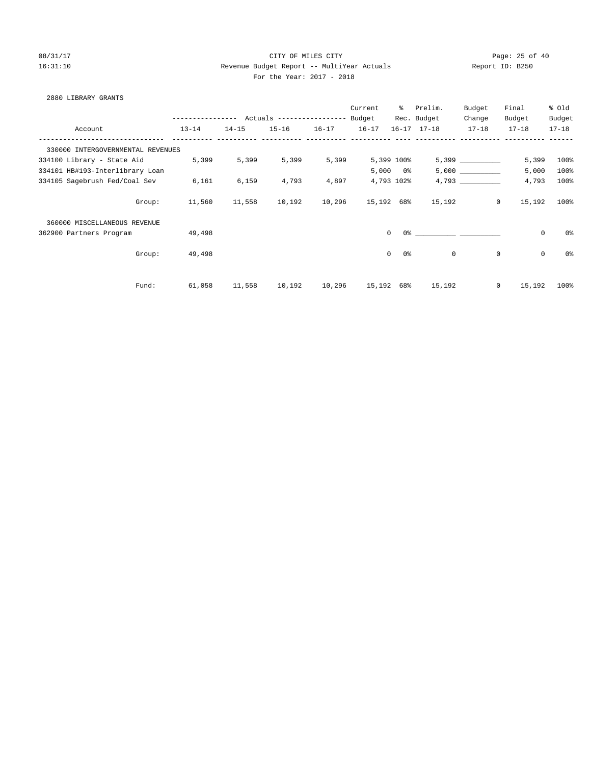CITY OF MILES CITY

Revenue Budget Report -- MultiYear Actuals

Report ID: B250

For the Year: 2017 - 2018

2880 LIBRARY GRANTS

| Account | Actuals 13-14 | Actuals 14-15 | Actuals 15-16 | Actuals 16-17 | Current Budget 16-17 | % Rec. 16-17 | Prelim. Budget 17-18 | Budget Change 17-18 | Final Budget 17-18 | % Old Budget 17-18 |
|---|---|---|---|---|---|---|---|---|---|---|
| 330000 INTERGOVERNMENTAL REVENUES | | | | | | | | | | |
| 334100 Library - State Aid | 5,399 | 5,399 | 5,399 | 5,399 | 5,399 | 100% | 5,399 | __________ | 5,399 | 100% |
| 334101 HB#193-Interlibrary Loan | | | | | 5,000 | 0% | 5,000 | __________ | 5,000 | 100% |
| 334105 Sagebrush Fed/Coal Sev | 6,161 | 6,159 | 4,793 | 4,897 | 4,793 | 102% | 4,793 | __________ | 4,793 | 100% |
| Group: | 11,560 | 11,558 | 10,192 | 10,296 | 15,192 | 68% | 15,192 | 0 | 15,192 | 100% |
| 360000 MISCELLANEOUS REVENUE | | | | | | | | | | |
| 362900 Partners Program | 49,498 | | | | 0 | 0% | __________ | __________ | 0 | 0% |
| Group: | 49,498 | | | | 0 | 0% | 0 | 0 | 0 | 0% |
| Fund: | 61,058 | 11,558 | 10,192 | 10,296 | 15,192 | 68% | 15,192 | 0 | 15,192 | 100% |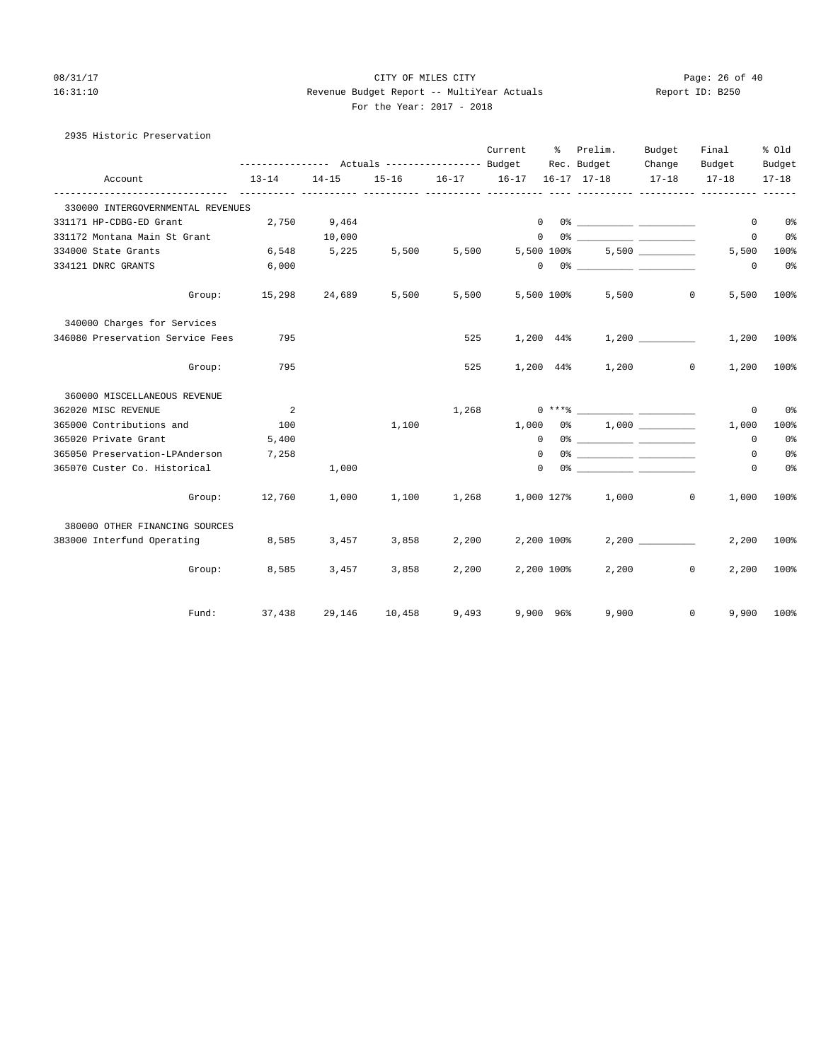CITY OF MILES CITY

Revenue Budget Report -- MultiYear Actuals

For the Year: 2017 - 2018

08/31/17 16:31:10 Report ID: B250

2935 Historic Preservation

| Account | Actuals 13-14 | Actuals 14-15 | Actuals 15-16 | Actuals 16-17 | Current Budget 16-17 | % Rec. 16-17 | Prelim. Budget 17-18 | Budget Change 17-18 | Final Budget 17-18 | % Old Budget 17-18 |
|---|---|---|---|---|---|---|---|---|---|---|
| **330000 INTERGOVERNMENTAL REVENUES** | | | | | | | | | | |
| 331171 HP-CDBG-ED Grant | 2,750 | 9,464 | | | 0 | 0% | ___________ | ___________ | 0 | 0% |
| 331172 Montana Main St Grant | | 10,000 | | | 0 | 0% | ___________ | ___________ | 0 | 0% |
| 334000 State Grants | 6,548 | 5,225 | 5,500 | 5,500 | 5,500 | 100% | 5,500 | ___________ | 5,500 | 100% |
| 334121 DNRC GRANTS | 6,000 | | | | 0 | 0% | ___________ | ___________ | 0 | 0% |
| Group: | 15,298 | 24,689 | 5,500 | 5,500 | 5,500 | 100% | 5,500 | 0 | 5,500 | 100% |
| **340000 Charges for Services** | | | | | | | | | | |
| 346080 Preservation Service Fees | 795 | | | 525 | 1,200 | 44% | 1,200 | ___________ | 1,200 | 100% |
| Group: | 795 | | | 525 | 1,200 | 44% | 1,200 | 0 | 1,200 | 100% |
| **360000 MISCELLANEOUS REVENUE** | | | | | | | | | | |
| 362020 MISC REVENUE | 2 | | | 1,268 | 0 | ***% | ___________ | ___________ | 0 | 0% |
| 365000 Contributions and | 100 | | 1,100 | | 1,000 | 0% | 1,000 | ___________ | 1,000 | 100% |
| 365020 Private Grant | 5,400 | | | | 0 | 0% | ___________ | ___________ | 0 | 0% |
| 365050 Preservation-LPAnderson | 7,258 | | | | 0 | 0% | ___________ | ___________ | 0 | 0% |
| 365070 Custer Co. Historical | | 1,000 | | | 0 | 0% | ___________ | ___________ | 0 | 0% |
| Group: | 12,760 | 1,000 | 1,100 | 1,268 | 1,000 | 127% | 1,000 | 0 | 1,000 | 100% |
| **380000 OTHER FINANCING SOURCES** | | | | | | | | | | |
| 383000 Interfund Operating | 8,585 | 3,457 | 3,858 | 2,200 | 2,200 | 100% | 2,200 | ___________ | 2,200 | 100% |
| Group: | 8,585 | 3,457 | 3,858 | 2,200 | 2,200 | 100% | 2,200 | 0 | 2,200 | 100% |
| Fund: | 37,438 | 29,146 | 10,458 | 9,493 | 9,900 | 96% | 9,900 | 0 | 9,900 | 100% |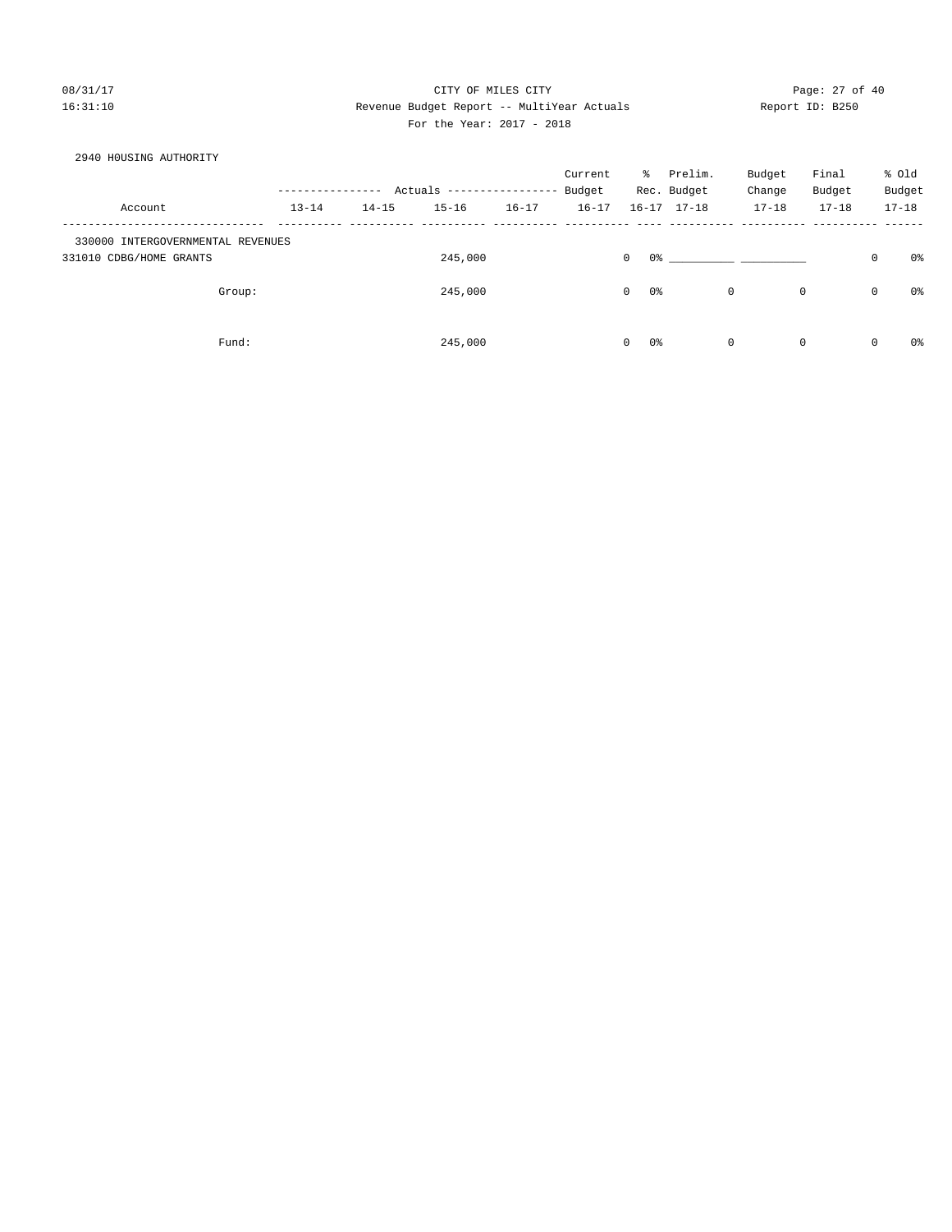CITY OF MILES CITY

Revenue Budget Report -- MultiYear Actuals

For the Year: 2017 - 2018

2940 H0USING AUTHORITY

| Account | Actuals 13-14 | Actuals 14-15 | Actuals 15-16 | Actuals 16-17 | Current Budget 16-17 | % Rec. 16-17 | Prelim. Budget 17-18 | Budget Change 17-18 | Final Budget 17-18 | % Old Budget 17-18 |
|---|---|---|---|---|---|---|---|---|---|---|
| 330000 INTERGOVERNMENTAL REVENUES | | | | | | | | | | |
| 331010 CDBG/HOME GRANTS | | | 245,000 | | 0 | 0% | __________ | __________ | 0 | 0% |
| Group: | | | 245,000 | | 0 | 0% | 0 | 0 | 0 | 0% |
| Fund: | | | 245,000 | | 0 | 0% | 0 | 0 | 0 | 0% |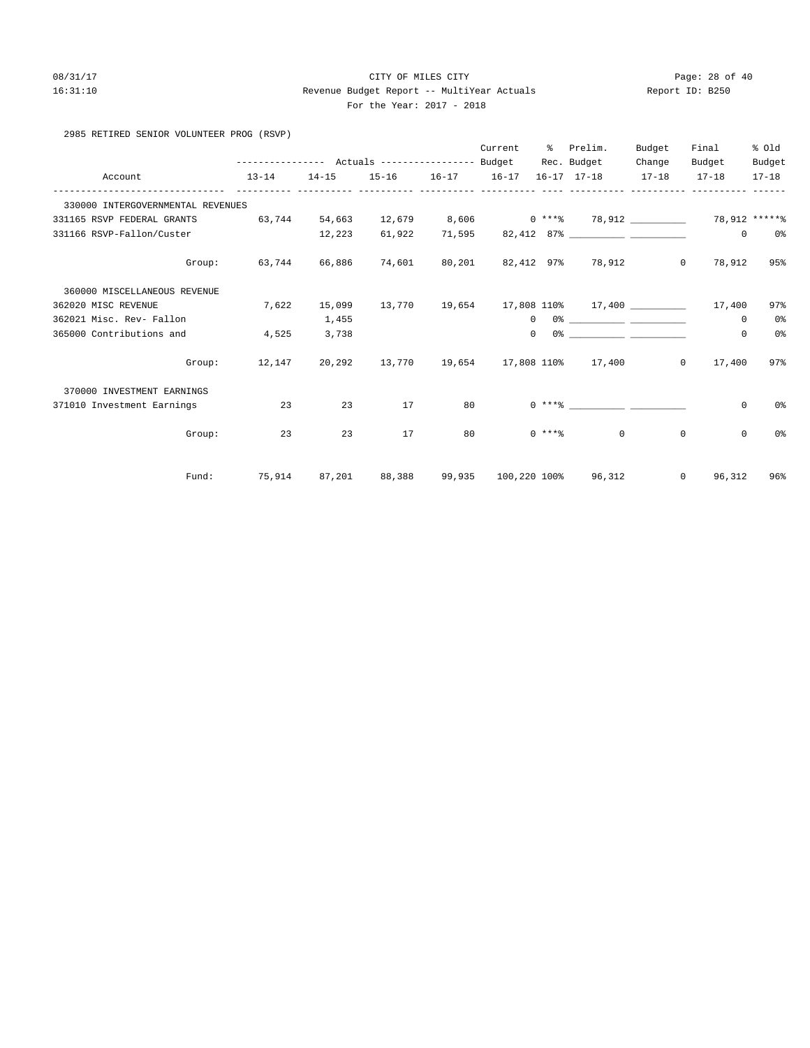CITY OF MILES CITY

Revenue Budget Report -- MultiYear Actuals

For the Year: 2017 - 2018

2985 RETIRED SENIOR VOLUNTEER PROG (RSVP)

| Account | Actuals 13-14 | Actuals 14-15 | Actuals 15-16 | Actuals 16-17 | Current Budget 16-17 | % Rec. 16-17 | Prelim. Budget 17-18 | Budget Change 17-18 | Final Budget 17-18 | % Old Budget 17-18 |
|---|---|---|---|---|---|---|---|---|---|---|
| 330000 INTERGOVERNMENTAL REVENUES | | | | | | | | | | |
| 331165 RSVP FEDERAL GRANTS | 63,744 | 54,663 | 12,679 | 8,606 | 0 | ***% | 78,912 | __________ | 78,912 | *****% |
| 331166 RSVP-Fallon/Custer | | 12,223 | 61,922 | 71,595 | 82,412 | 87% | __________ | __________ | 0 | 0% |
| Group: | 63,744 | 66,886 | 74,601 | 80,201 | 82,412 | 97% | 78,912 | 0 | 78,912 | 95% |
| 360000 MISCELLANEOUS REVENUE | | | | | | | | | | |
| 362020 MISC REVENUE | 7,622 | 15,099 | 13,770 | 19,654 | 17,808 | 110% | 17,400 | __________ | 17,400 | 97% |
| 362021 Misc. Rev- Fallon | | 1,455 | | | 0 | 0% | __________ | __________ | 0 | 0% |
| 365000 Contributions and | 4,525 | 3,738 | | | 0 | 0% | __________ | __________ | 0 | 0% |
| Group: | 12,147 | 20,292 | 13,770 | 19,654 | 17,808 | 110% | 17,400 | 0 | 17,400 | 97% |
| 370000 INVESTMENT EARNINGS | | | | | | | | | | |
| 371010 Investment Earnings | 23 | 23 | 17 | 80 | 0 | ***% | __________ | __________ | 0 | 0% |
| Group: | 23 | 23 | 17 | 80 | 0 | ***% | 0 | 0 | 0 | 0% |
| Fund: | 75,914 | 87,201 | 88,388 | 99,935 | 100,220 | 100% | 96,312 | 0 | 96,312 | 96% |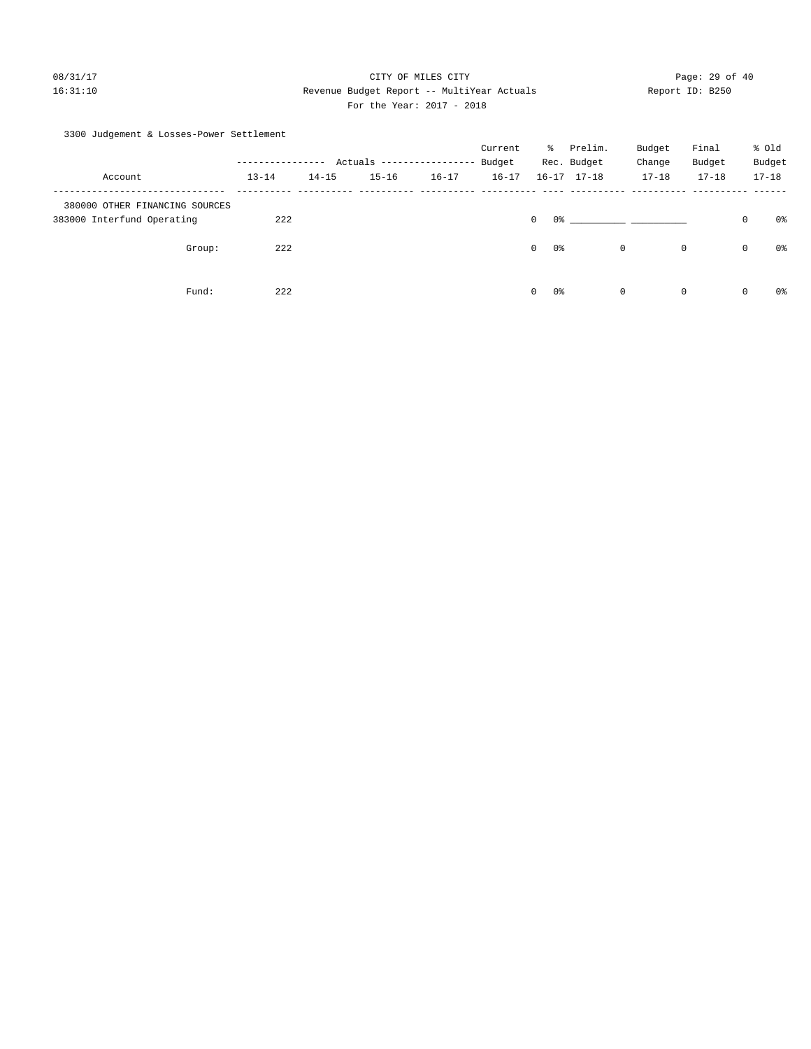CITY OF MILES CITY

Revenue Budget Report -- MultiYear Actuals

For the Year: 2017 - 2018

08/31/17 16:31:10 Report ID: B250

3300 Judgement & Losses-Power Settlement

| Account | Actuals 13-14 | Actuals 14-15 | Actuals 15-16 | Actuals 16-17 | Current Budget 16-17 | % Rec. 16-17 | Prelim. Budget 17-18 | Budget Change 17-18 | Final Budget 17-18 | % Old Budget 17-18 |
|---|---|---|---|---|---|---|---|---|---|---|
| 380000 OTHER FINANCING SOURCES | | | | | | | | | | |
| 383000 Interfund Operating | 222 | | | | 0 | 0% | __________ | __________ | 0 | 0% |
| Group: | 222 | | | | 0 | 0% | 0 | 0 | 0 | 0% |
| Fund: | 222 | | | | 0 | 0% | 0 | 0 | 0 | 0% |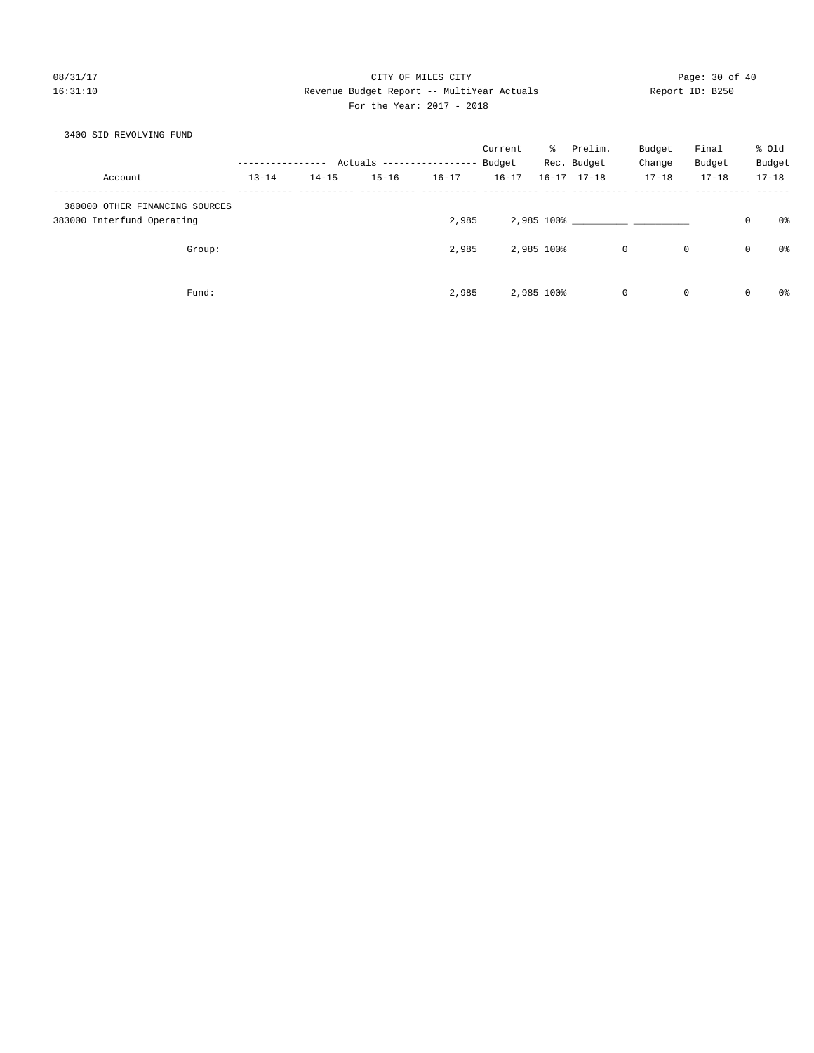CITY OF MILES CITY

Revenue Budget Report -- MultiYear Actuals

For the Year: 2017 - 2018

3400 SID REVOLVING FUND

| Account | 13-14 | 14-15 | 15-16 | 16-17 | Current Budget 16-17 | % Rec. 16-17 | Prelim. Budget 17-18 | Budget Change 17-18 | Final Budget 17-18 | % Old Budget 17-18 |
|---|---|---|---|---|---|---|---|---|---|---|
| 380000 OTHER FINANCING SOURCES | | | | | | | | | | |
| 383000 Interfund Operating | | | | 2,985 | 2,985 | 100% | __________ | __________ | 0 | 0% |
| Group: | | | | 2,985 | 2,985 | 100% | 0 | 0 | 0 | 0% |
| Fund: | | | | 2,985 | 2,985 | 100% | 0 | 0 | 0 | 0% |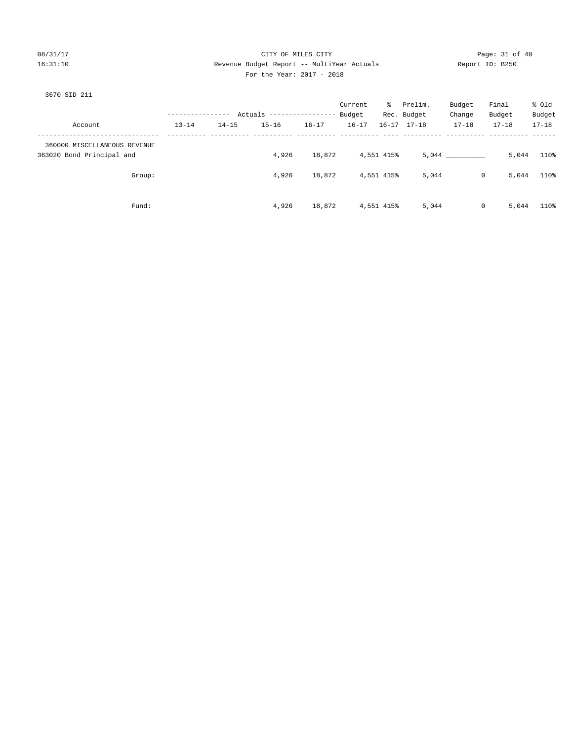CITY OF MILES CITY
Revenue Budget Report -- MultiYear Actuals
For the Year: 2017 - 2018

08/31/17
16:31:10

Report ID: B250

3670 SID 211

| Account | Actuals 13-14 | Actuals 14-15 | Actuals 15-16 | Actuals 16-17 | Current Budget 16-17 | % Rec. 16-17 | Prelim. Budget 17-18 | Budget Change 17-18 | Final Budget 17-18 | % Old Budget 17-18 |
|---|---|---|---|---|---|---|---|---|---|---|
| 360000 MISCELLANEOUS REVENUE | | | | | | | | | | |
| 363020 Bond Principal and | | | 4,926 | 18,872 | 4,551 | 415% | 5,044 | __________ | 5,044 | 110% |
| Group: | | | 4,926 | 18,872 | 4,551 | 415% | 5,044 | 0 | 5,044 | 110% |
| Fund: | | | 4,926 | 18,872 | 4,551 | 415% | 5,044 | 0 | 5,044 | 110% |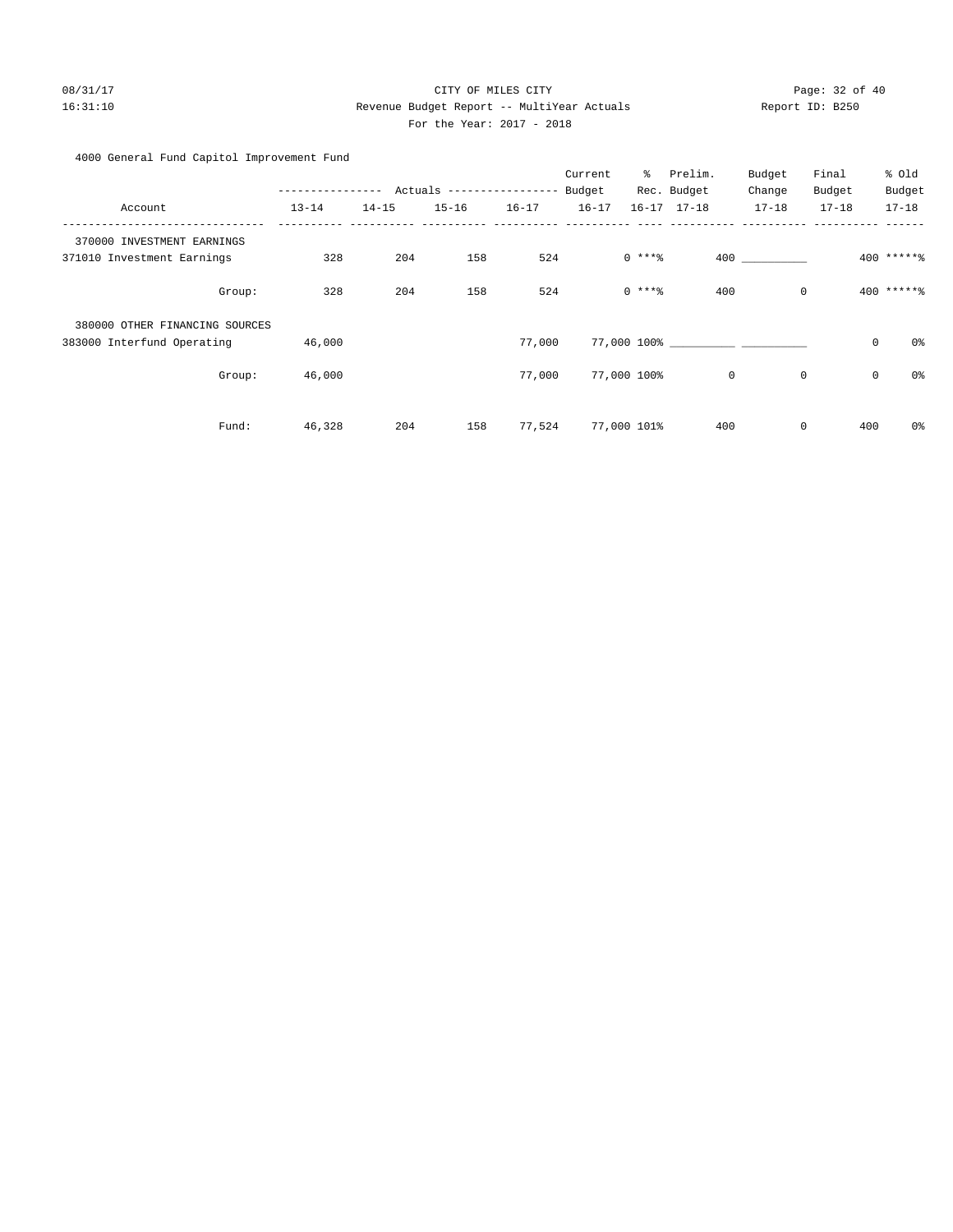CITY OF MILES CITY

Revenue Budget Report -- MultiYear Actuals

For the Year: 2017 - 2018

4000 General Fund Capitol Improvement Fund

| Account | Actuals 13-14 | Actuals 14-15 | Actuals 15-16 | Actuals 16-17 | Current Budget 16-17 | % Rec. 16-17 | Prelim. Budget 17-18 | Budget Change 17-18 | Final Budget 17-18 | % Old Budget 17-18 |
|---|---|---|---|---|---|---|---|---|---|---|
| 370000 INVESTMENT EARNINGS | | | | | | | | | | |
| 371010 Investment Earnings | 328 | 204 | 158 | 524 | 0 | ***% | 400 | __________ | 400 | *****% |
| Group: | 328 | 204 | 158 | 524 | 0 | ***% | 400 | 0 | 400 | *****% |
| 380000 OTHER FINANCING SOURCES | | | | | | | | | | |
| 383000 Interfund Operating | 46,000 | | | 77,000 | 77,000 | 100% | __________ | __________ | 0 | 0% |
| Group: | 46,000 | | | 77,000 | 77,000 | 100% | 0 | 0 | 0 | 0% |
| Fund: | 46,328 | 204 | 158 | 77,524 | 77,000 | 101% | 400 | 0 | 400 | 0% |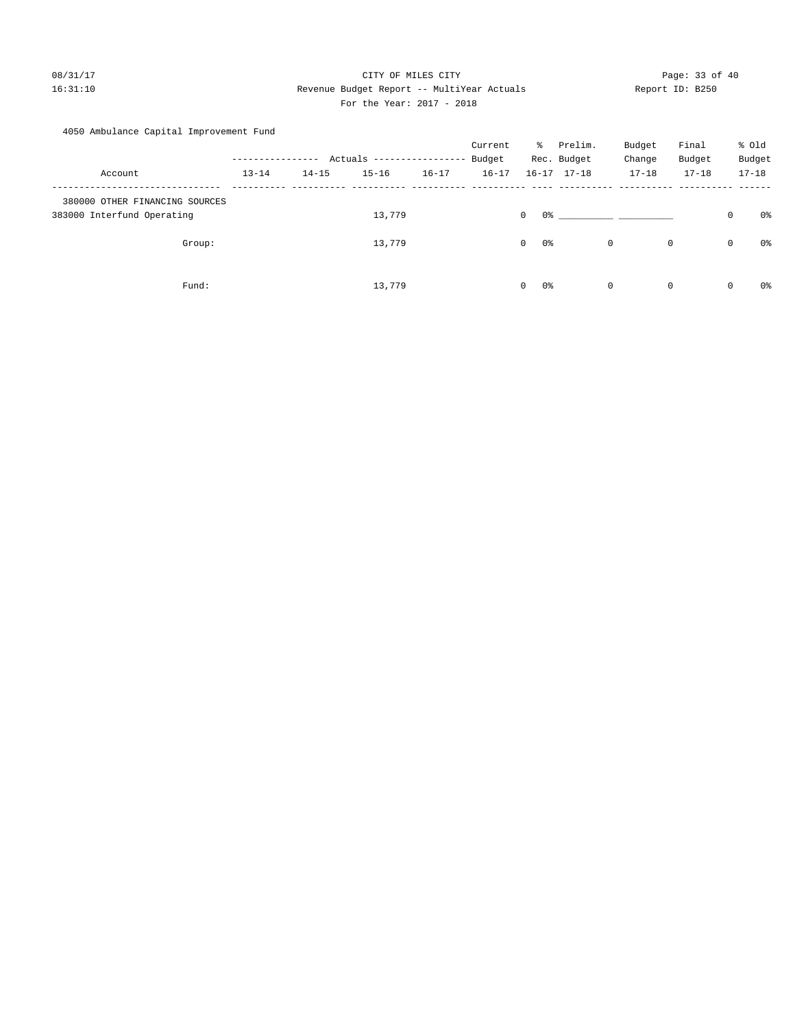CITY OF MILES CITY

Revenue Budget Report -- MultiYear Actuals

For the Year: 2017 - 2018

08/31/17 16:31:10 Report ID: B250

4050 Ambulance Capital Improvement Fund

| Account | Actuals 13-14 | Actuals 14-15 | Actuals 15-16 | Actuals 16-17 | Current Budget 16-17 | % Rec. 16-17 | Prelim. Budget 17-18 | Budget Change 17-18 | Final Budget 17-18 | % Old Budget 17-18 |
|---|---|---|---|---|---|---|---|---|---|---|
| 380000 OTHER FINANCING SOURCES | | | | | | | | | | |
| 383000 Interfund Operating | | | 13,779 | | 0 | 0% | __________ | __________ | 0 | 0% |
| Group: | | | 13,779 | | 0 | 0% | 0 | 0 | 0 | 0% |
| Fund: | | | 13,779 | | 0 | 0% | 0 | 0 | 0 | 0% |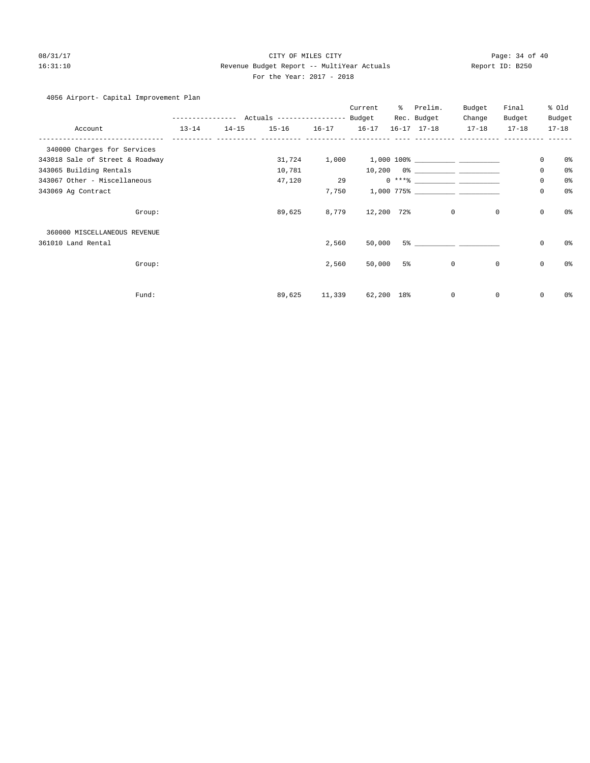CITY OF MILES CITY

Revenue Budget Report -- MultiYear Actuals

For the Year: 2017 - 2018

Report ID: B250

08/31/17 16:31:10

4056 Airport- Capital Improvement Plan

| Account | Actuals 13-14 | Actuals 14-15 | Actuals 15-16 | Actuals 16-17 | Current Budget 16-17 | % Rec. 16-17 | Prelim. Budget 17-18 | Budget Change 17-18 | Final Budget 17-18 | % Old Budget 17-18 |
|---|---|---|---|---|---|---|---|---|---|---|
| 340000 Charges for Services | | | | | | | | | | |
| 343018 Sale of Street & Roadway | | | 31,724 | 1,000 | 1,000 | 100% | __________ | __________ | 0 | 0% |
| 343065 Building Rentals | | | 10,781 | | 10,200 | 0% | __________ | __________ | 0 | 0% |
| 343067 Other - Miscellaneous | | | 47,120 | 29 | 0 | ***% | __________ | __________ | 0 | 0% |
| 343069 Ag Contract | | | | 7,750 | 1,000 | 775% | __________ | __________ | 0 | 0% |
| Group: | | | 89,625 | 8,779 | 12,200 | 72% | 0 | 0 | 0 | 0% |
| 360000 MISCELLANEOUS REVENUE | | | | | | | | | | |
| 361010 Land Rental | | | | 2,560 | 50,000 | 5% | __________ | __________ | 0 | 0% |
| Group: | | | | 2,560 | 50,000 | 5% | 0 | 0 | 0 | 0% |
| Fund: | | | 89,625 | 11,339 | 62,200 | 18% | 0 | 0 | 0 | 0% |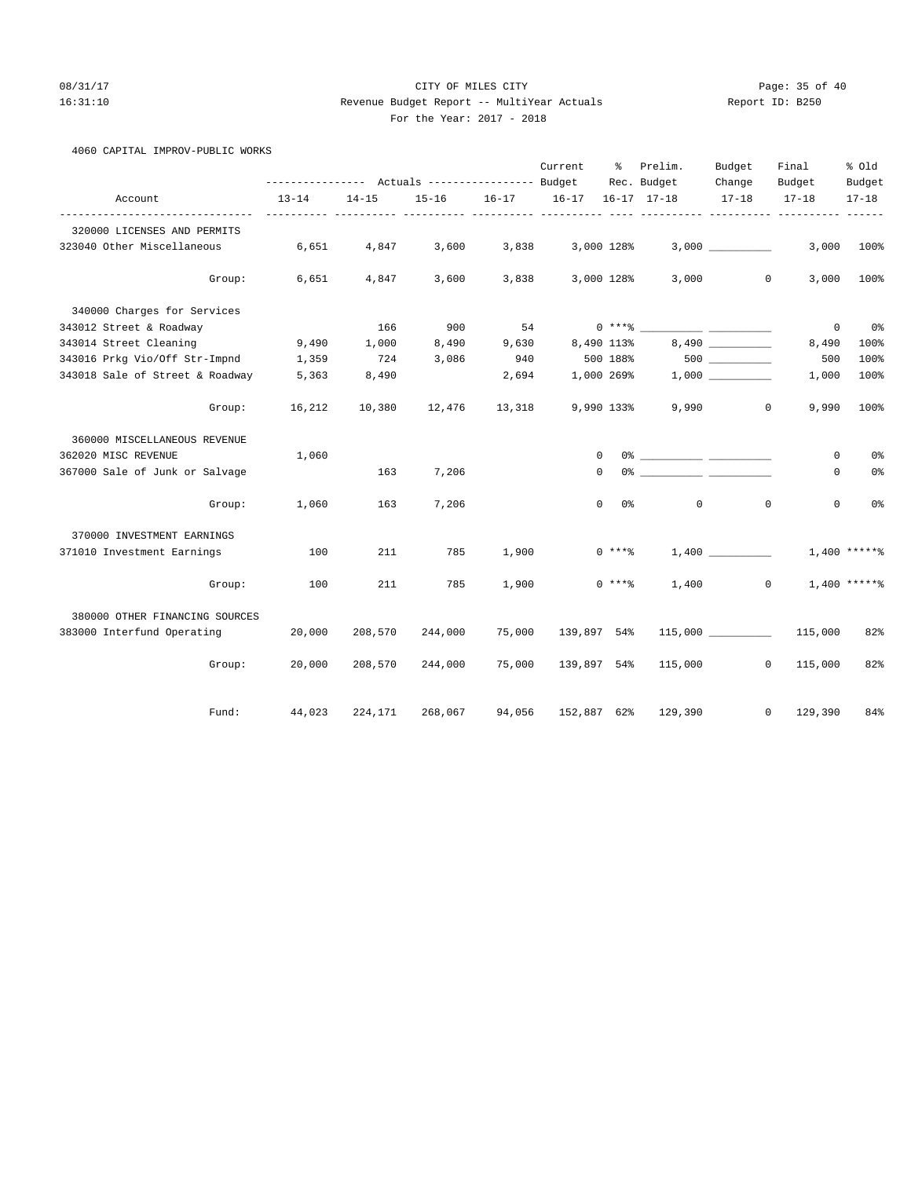CITY OF MILES CITY

Revenue Budget Report -- MultiYear Actuals

For the Year: 2017 - 2018

08/31/17 16:31:10 — Report ID: B250

## 4060 CAPITAL IMPROV-PUBLIC WORKS

| Account | Actuals 13-14 | Actuals 14-15 | Actuals 15-16 | Actuals 16-17 | Current Budget 16-17 | % Rec. 16-17 | Prelim. Budget 17-18 | Budget Change 17-18 | Final Budget 17-18 | % Old Budget 17-18 |
|---|---|---|---|---|---|---|---|---|---|---|
| **320000 LICENSES AND PERMITS** | | | | | | | | | | |
| 323040 Other Miscellaneous | 6,651 | 4,847 | 3,600 | 3,838 | 3,000 | 128% | 3,000 | __________ | 3,000 | 100% |
| Group: | 6,651 | 4,847 | 3,600 | 3,838 | 3,000 | 128% | 3,000 | 0 | 3,000 | 100% |
| **340000 Charges for Services** | | | | | | | | | | |
| 343012 Street & Roadway | | 166 | 900 | 54 | 0 | ***% | __________ | __________ | 0 | 0% |
| 343014 Street Cleaning | 9,490 | 1,000 | 8,490 | 9,630 | 8,490 | 113% | 8,490 | __________ | 8,490 | 100% |
| 343016 Prkg Vio/Off Str-Impnd | 1,359 | 724 | 3,086 | 940 | 500 | 188% | 500 | __________ | 500 | 100% |
| 343018 Sale of Street & Roadway | 5,363 | 8,490 | | 2,694 | 1,000 | 269% | 1,000 | __________ | 1,000 | 100% |
| Group: | 16,212 | 10,380 | 12,476 | 13,318 | 9,990 | 133% | 9,990 | 0 | 9,990 | 100% |
| **360000 MISCELLANEOUS REVENUE** | | | | | | | | | | |
| 362020 MISC REVENUE | 1,060 | | | | 0 | 0% | __________ | __________ | 0 | 0% |
| 367000 Sale of Junk or Salvage | | 163 | 7,206 | | 0 | 0% | __________ | __________ | 0 | 0% |
| Group: | 1,060 | 163 | 7,206 | | 0 | 0% | 0 | 0 | 0 | 0% |
| **370000 INVESTMENT EARNINGS** | | | | | | | | | | |
| 371010 Investment Earnings | 100 | 211 | 785 | 1,900 | 0 | ***% | 1,400 | __________ | 1,400 | *****% |
| Group: | 100 | 211 | 785 | 1,900 | 0 | ***% | 1,400 | 0 | 1,400 | *****% |
| **380000 OTHER FINANCING SOURCES** | | | | | | | | | | |
| 383000 Interfund Operating | 20,000 | 208,570 | 244,000 | 75,000 | 139,897 | 54% | 115,000 | __________ | 115,000 | 82% |
| Group: | 20,000 | 208,570 | 244,000 | 75,000 | 139,897 | 54% | 115,000 | 0 | 115,000 | 82% |
| Fund: | 44,023 | 224,171 | 268,067 | 94,056 | 152,887 | 62% | 129,390 | 0 | 129,390 | 84% |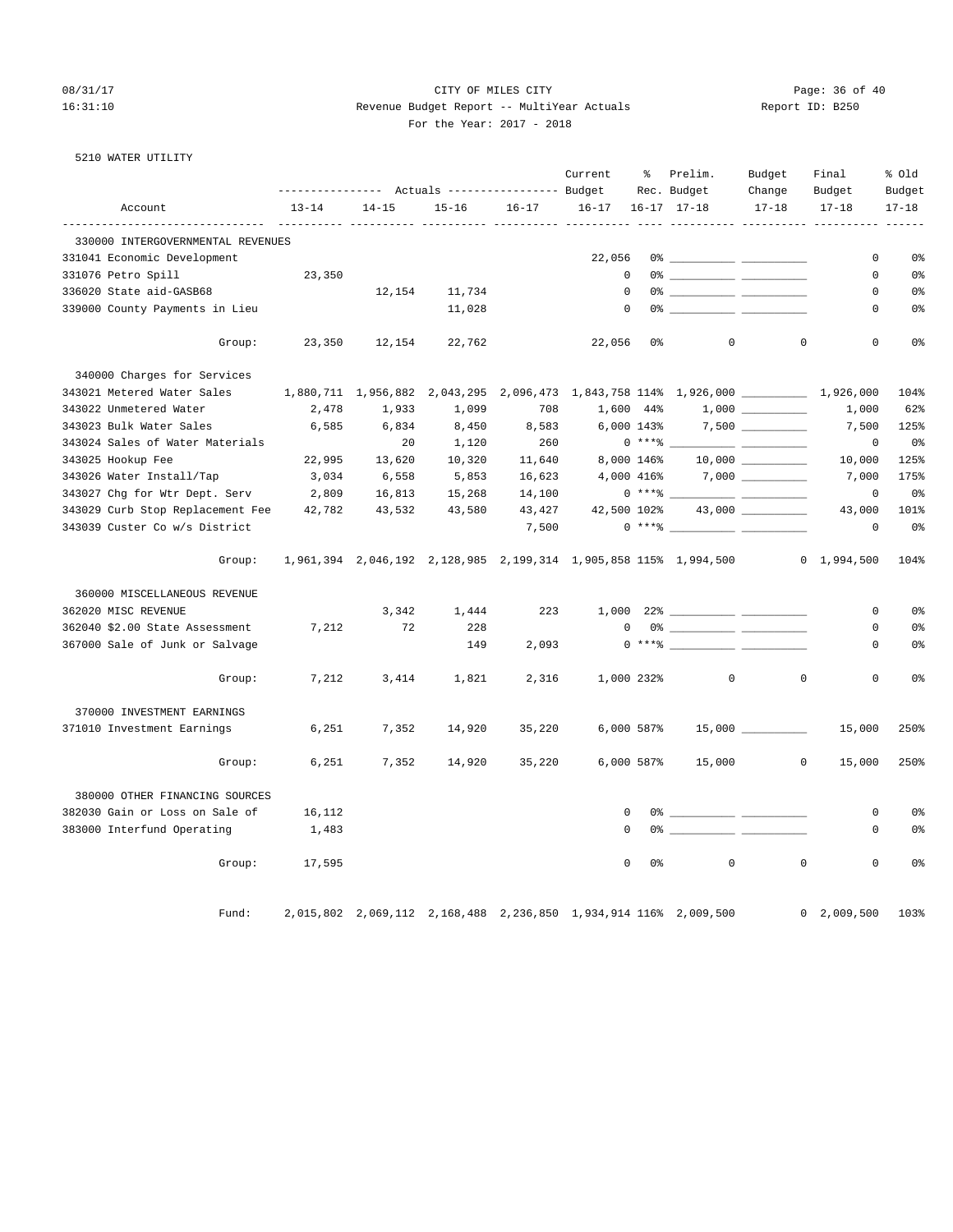CITY OF MILES CITY

Revenue Budget Report -- MultiYear Actuals

For the Year: 2017 - 2018

5210 WATER UTILITY

| Account | Actuals 13-14 | Actuals 14-15 | Actuals 15-16 | Actuals 16-17 | Current Budget 16-17 | % Rec. 16-17 | Prelim. Budget 17-18 | Budget Change 17-18 | Final Budget 17-18 | % Old Budget 17-18 |
|---|---|---|---|---|---|---|---|---|---|---|
| **330000 INTERGOVERNMENTAL REVENUES** | | | | | | | | | | |
| 331041 Economic Development | | | | | 22,056 | 0% | | | 0 | 0% |
| 331076 Petro Spill | 23,350 | | | | 0 | 0% | | | 0 | 0% |
| 336020 State aid-GASB68 | | 12,154 | 11,734 | | 0 | 0% | | | 0 | 0% |
| 339000 County Payments in Lieu | | | 11,028 | | 0 | 0% | | | 0 | 0% |
| Group: | 23,350 | 12,154 | 22,762 | | 22,056 | 0% | 0 | 0 | 0 | 0% |
| **340000 Charges for Services** | | | | | | | | | | |
| 343021 Metered Water Sales | 1,880,711 | 1,956,882 | 2,043,295 | 2,096,473 | 1,843,758 | 114% | 1,926,000 | | 1,926,000 | 104% |
| 343022 Unmetered Water | 2,478 | 1,933 | 1,099 | 708 | 1,600 | 44% | 1,000 | | 1,000 | 62% |
| 343023 Bulk Water Sales | 6,585 | 6,834 | 8,450 | 8,583 | 6,000 | 143% | 7,500 | | 7,500 | 125% |
| 343024 Sales of Water Materials | | 20 | 1,120 | 260 | 0 | ***% | | | 0 | 0% |
| 343025 Hookup Fee | 22,995 | 13,620 | 10,320 | 11,640 | 8,000 | 146% | 10,000 | | 10,000 | 125% |
| 343026 Water Install/Tap | 3,034 | 6,558 | 5,853 | 16,623 | 4,000 | 416% | 7,000 | | 7,000 | 175% |
| 343027 Chg for Wtr Dept. Serv | 2,809 | 16,813 | 15,268 | 14,100 | 0 | ***% | | | 0 | 0% |
| 343029 Curb Stop Replacement Fee | 42,782 | 43,532 | 43,580 | 43,427 | 42,500 | 102% | 43,000 | | 43,000 | 101% |
| 343039 Custer Co w/s District | | | | 7,500 | 0 | ***% | | | 0 | 0% |
| Group: | 1,961,394 | 2,046,192 | 2,128,985 | 2,199,314 | 1,905,858 | 115% | 1,994,500 | 0 | 1,994,500 | 104% |
| **360000 MISCELLANEOUS REVENUE** | | | | | | | | | | |
| 362020 MISC REVENUE | | 3,342 | 1,444 | 223 | 1,000 | 22% | | | 0 | 0% |
| 362040 $2.00 State Assessment | 7,212 | 72 | 228 | | 0 | 0% | | | 0 | 0% |
| 367000 Sale of Junk or Salvage | | | 149 | 2,093 | 0 | ***% | | | 0 | 0% |
| Group: | 7,212 | 3,414 | 1,821 | 2,316 | 1,000 | 232% | 0 | 0 | 0 | 0% |
| **370000 INVESTMENT EARNINGS** | | | | | | | | | | |
| 371010 Investment Earnings | 6,251 | 7,352 | 14,920 | 35,220 | 6,000 | 587% | 15,000 | | 15,000 | 250% |
| Group: | 6,251 | 7,352 | 14,920 | 35,220 | 6,000 | 587% | 15,000 | 0 | 15,000 | 250% |
| **380000 OTHER FINANCING SOURCES** | | | | | | | | | | |
| 382030 Gain or Loss on Sale of | 16,112 | | | | 0 | 0% | | | 0 | 0% |
| 383000 Interfund Operating | 1,483 | | | | 0 | 0% | | | 0 | 0% |
| Group: | 17,595 | | | | 0 | 0% | 0 | 0 | 0 | 0% |
| Fund: | 2,015,802 | 2,069,112 | 2,168,488 | 2,236,850 | 1,934,914 | 116% | 2,009,500 | 0 | 2,009,500 | 103% |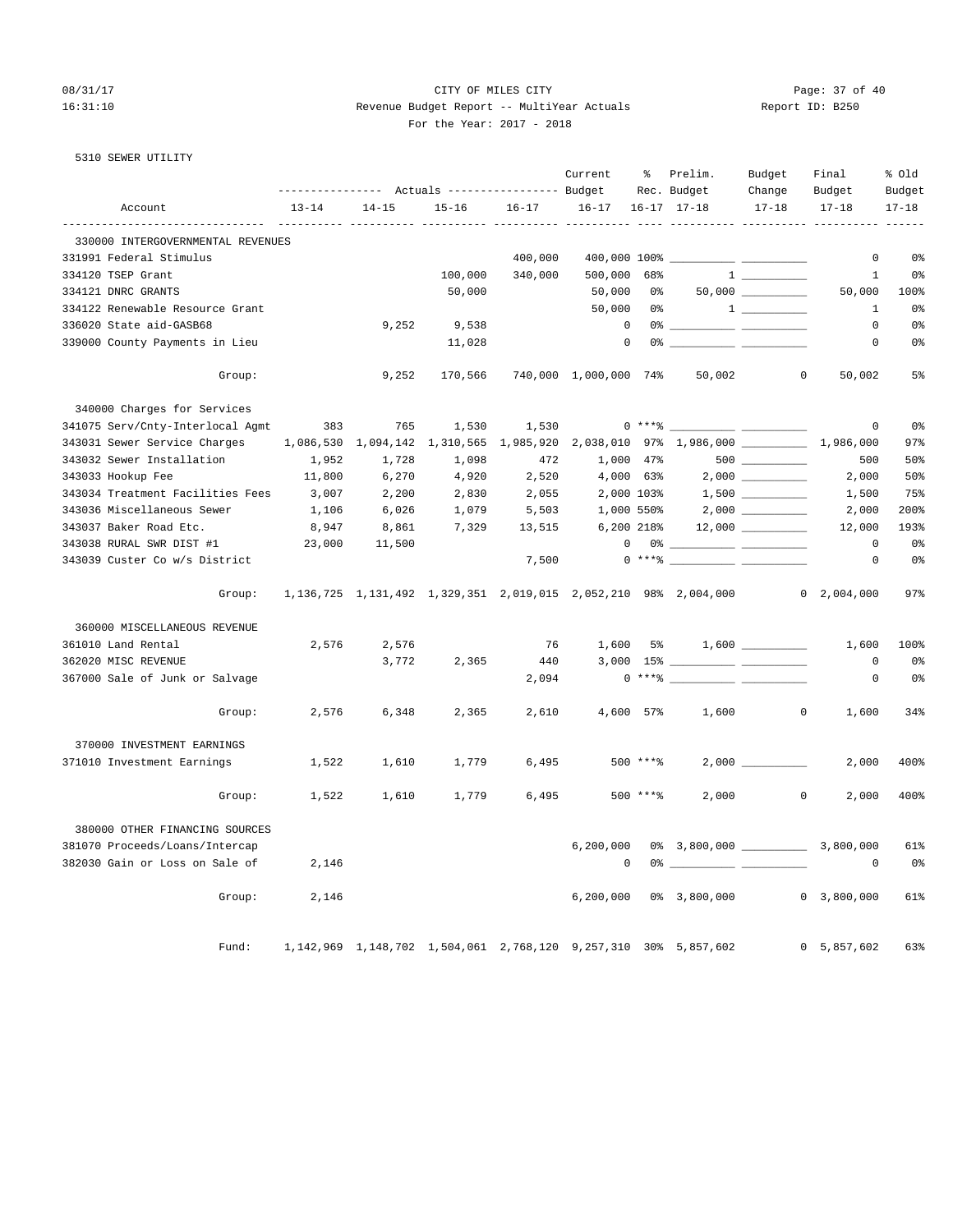CITY OF MILES CITY

Revenue Budget Report -- MultiYear Actuals

For the Year: 2017 - 2018

08/31/17 16:31:10 — Report ID: B250

5310 SEWER UTILITY

| Account | Actuals 13-14 | Actuals 14-15 | Actuals 15-16 | Actuals 16-17 | Current Budget 16-17 | % Rec. 16-17 | Prelim. Budget 17-18 | Budget Change 17-18 | Final Budget 17-18 | % Old Budget 17-18 |
|---|---|---|---|---|---|---|---|---|---|---|
| **330000 INTERGOVERNMENTAL REVENUES** | | | | | | | | | | |
| 331991 Federal Stimulus | | | | 400,000 | 400,000 | 100% | ___________ | ___________ | 0 | 0% |
| 334120 TSEP Grant | | | 100,000 | 340,000 | 500,000 | 68% | 1 | ___________ | 1 | 0% |
| 334121 DNRC GRANTS | | | 50,000 | | 50,000 | 0% | 50,000 | ___________ | 50,000 | 100% |
| 334122 Renewable Resource Grant | | | | | 50,000 | 0% | 1 | ___________ | 1 | 0% |
| 336020 State aid-GASB68 | | 9,252 | 9,538 | | 0 | 0% | ___________ | ___________ | 0 | 0% |
| 339000 County Payments in Lieu | | | 11,028 | | 0 | 0% | ___________ | ___________ | 0 | 0% |
| Group: | | 9,252 | 170,566 | 740,000 | 1,000,000 | 74% | 50,002 | 0 | 50,002 | 5% |
| **340000 Charges for Services** | | | | | | | | | | |
| 341075 Serv/Cnty-Interlocal Agmt | 383 | 765 | 1,530 | 1,530 | 0 | ***% | ___________ | ___________ | 0 | 0% |
| 343031 Sewer Service Charges | 1,086,530 | 1,094,142 | 1,310,565 | 1,985,920 | 2,038,010 | 97% | 1,986,000 | ___________ | 1,986,000 | 97% |
| 343032 Sewer Installation | 1,952 | 1,728 | 1,098 | 472 | 1,000 | 47% | 500 | ___________ | 500 | 50% |
| 343033 Hookup Fee | 11,800 | 6,270 | 4,920 | 2,520 | 4,000 | 63% | 2,000 | ___________ | 2,000 | 50% |
| 343034 Treatment Facilities Fees | 3,007 | 2,200 | 2,830 | 2,055 | 2,000 | 103% | 1,500 | ___________ | 1,500 | 75% |
| 343036 Miscellaneous Sewer | 1,106 | 6,026 | 1,079 | 5,503 | 1,000 | 550% | 2,000 | ___________ | 2,000 | 200% |
| 343037 Baker Road Etc. | 8,947 | 8,861 | 7,329 | 13,515 | 6,200 | 218% | 12,000 | ___________ | 12,000 | 193% |
| 343038 RURAL SWR DIST #1 | 23,000 | 11,500 | | | 0 | 0% | ___________ | ___________ | 0 | 0% |
| 343039 Custer Co w/s District | | | | 7,500 | 0 | ***% | ___________ | ___________ | 0 | 0% |
| Group: | 1,136,725 | 1,131,492 | 1,329,351 | 2,019,015 | 2,052,210 | 98% | 2,004,000 | 0 | 2,004,000 | 97% |
| **360000 MISCELLANEOUS REVENUE** | | | | | | | | | | |
| 361010 Land Rental | 2,576 | 2,576 | | 76 | 1,600 | 5% | 1,600 | ___________ | 1,600 | 100% |
| 362020 MISC REVENUE | | 3,772 | 2,365 | 440 | 3,000 | 15% | ___________ | ___________ | 0 | 0% |
| 367000 Sale of Junk or Salvage | | | | 2,094 | 0 | ***% | ___________ | ___________ | 0 | 0% |
| Group: | 2,576 | 6,348 | 2,365 | 2,610 | 4,600 | 57% | 1,600 | 0 | 1,600 | 34% |
| **370000 INVESTMENT EARNINGS** | | | | | | | | | | |
| 371010 Investment Earnings | 1,522 | 1,610 | 1,779 | 6,495 | 500 | ***% | 2,000 | ___________ | 2,000 | 400% |
| Group: | 1,522 | 1,610 | 1,779 | 6,495 | 500 | ***% | 2,000 | 0 | 2,000 | 400% |
| **380000 OTHER FINANCING SOURCES** | | | | | | | | | | |
| 381070 Proceeds/Loans/Intercap | | | | | 6,200,000 | 0% | 3,800,000 | ___________ | 3,800,000 | 61% |
| 382030 Gain or Loss on Sale of | 2,146 | | | | 0 | 0% | ___________ | ___________ | 0 | 0% |
| Group: | 2,146 | | | | 6,200,000 | 0% | 3,800,000 | 0 | 3,800,000 | 61% |
| Fund: | 1,142,969 | 1,148,702 | 1,504,061 | 2,768,120 | 9,257,310 | 30% | 5,857,602 | 0 | 5,857,602 | 63% |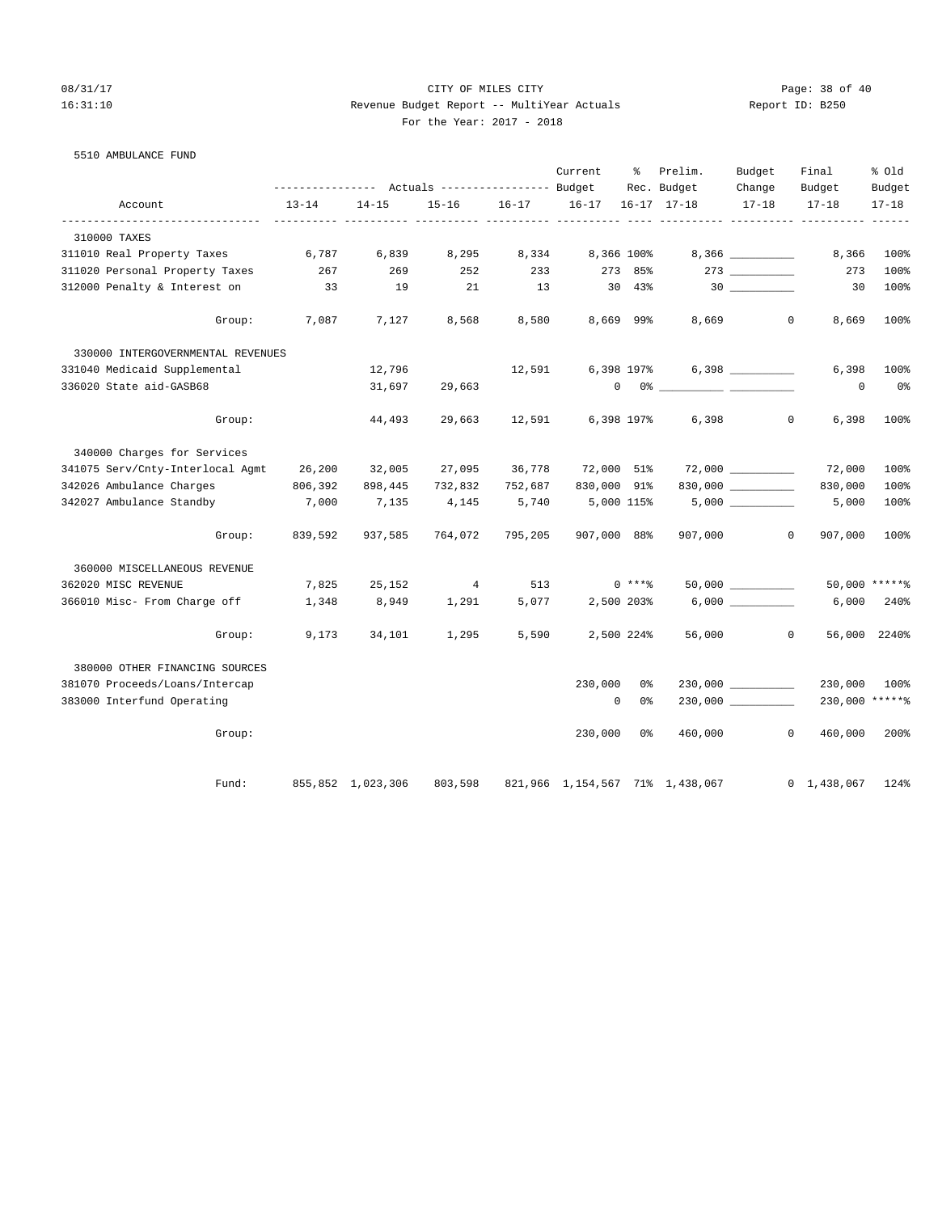CITY OF MILES CITY
Revenue Budget Report -- MultiYear Actuals
For the Year: 2017 - 2018

08/31/17 16:31:10 Report ID: B250

5510 AMBULANCE FUND

| Account | Actuals 13-14 | Actuals 14-15 | Actuals 15-16 | Actuals 16-17 | Current Budget 16-17 | % Rec. 16-17 | Prelim. Budget 17-18 | Budget Change 17-18 | Final Budget 17-18 | % Old Budget 17-18 |
|---|---|---|---|---|---|---|---|---|---|---|
| **310000 TAXES** | | | | | | | | | | |
| 311010 Real Property Taxes | 6,787 | 6,839 | 8,295 | 8,334 | 8,366 | 100% | 8,366 | __________ | 8,366 | 100% |
| 311020 Personal Property Taxes | 267 | 269 | 252 | 233 | 273 | 85% | 273 | __________ | 273 | 100% |
| 312000 Penalty & Interest on | 33 | 19 | 21 | 13 | 30 | 43% | 30 | __________ | 30 | 100% |
| Group: | 7,087 | 7,127 | 8,568 | 8,580 | 8,669 | 99% | 8,669 | 0 | 8,669 | 100% |
| **330000 INTERGOVERNMENTAL REVENUES** | | | | | | | | | | |
| 331040 Medicaid Supplemental | | 12,796 | | 12,591 | 6,398 | 197% | 6,398 | __________ | 6,398 | 100% |
| 336020 State aid-GASB68 | | 31,697 | 29,663 | | 0 | 0% | __________ | __________ | 0 | 0% |
| Group: | | 44,493 | 29,663 | 12,591 | 6,398 | 197% | 6,398 | 0 | 6,398 | 100% |
| **340000 Charges for Services** | | | | | | | | | | |
| 341075 Serv/Cnty-Interlocal Agmt | 26,200 | 32,005 | 27,095 | 36,778 | 72,000 | 51% | 72,000 | __________ | 72,000 | 100% |
| 342026 Ambulance Charges | 806,392 | 898,445 | 732,832 | 752,687 | 830,000 | 91% | 830,000 | __________ | 830,000 | 100% |
| 342027 Ambulance Standby | 7,000 | 7,135 | 4,145 | 5,740 | 5,000 | 115% | 5,000 | __________ | 5,000 | 100% |
| Group: | 839,592 | 937,585 | 764,072 | 795,205 | 907,000 | 88% | 907,000 | 0 | 907,000 | 100% |
| **360000 MISCELLANEOUS REVENUE** | | | | | | | | | | |
| 362020 MISC REVENUE | 7,825 | 25,152 | 4 | 513 | 0 | ***% | 50,000 | __________ | 50,000 | *****% |
| 366010 Misc- From Charge off | 1,348 | 8,949 | 1,291 | 5,077 | 2,500 | 203% | 6,000 | __________ | 6,000 | 240% |
| Group: | 9,173 | 34,101 | 1,295 | 5,590 | 2,500 | 224% | 56,000 | 0 | 56,000 | 2240% |
| **380000 OTHER FINANCING SOURCES** | | | | | | | | | | |
| 381070 Proceeds/Loans/Intercap | | | | | 230,000 | 0% | 230,000 | __________ | 230,000 | 100% |
| 383000 Interfund Operating | | | | | 0 | 0% | 230,000 | __________ | 230,000 | *****% |
| Group: | | | | | 230,000 | 0% | 460,000 | 0 | 460,000 | 200% |
| Fund: | 855,852 | 1,023,306 | 803,598 | 821,966 | 1,154,567 | 71% | 1,438,067 | 0 | 1,438,067 | 124% |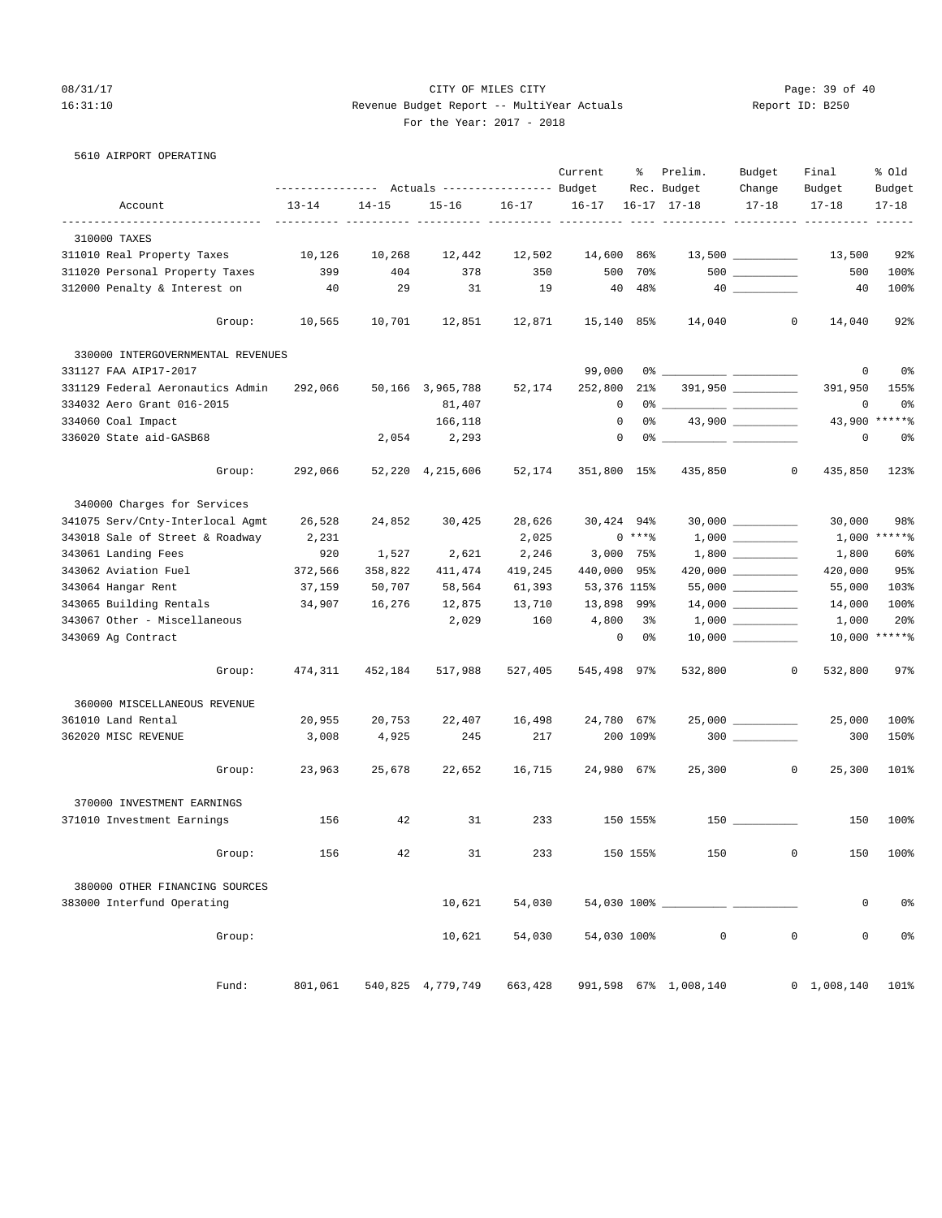CITY OF MILES CITY
Revenue Budget Report -- MultiYear Actuals
For the Year: 2017 - 2018

5610 AIRPORT OPERATING

| Account | Actuals 13-14 | Actuals 14-15 | Actuals 15-16 | Actuals 16-17 | Current Budget 16-17 | % Rec. 16-17 | Prelim. Budget 17-18 | Budget Change 17-18 | Final Budget 17-18 | % Old Budget 17-18 |
|---|---|---|---|---|---|---|---|---|---|---|
| 310000 TAXES | | | | | | | | | | |
| 311010 Real Property Taxes | 10,126 | 10,268 | 12,442 | 12,502 | 14,600 | 86% | 13,500 | __________ | 13,500 | 92% |
| 311020 Personal Property Taxes | 399 | 404 | 378 | 350 | 500 | 70% | 500 | __________ | 500 | 100% |
| 312000 Penalty & Interest on | 40 | 29 | 31 | 19 | 40 | 48% | 40 | __________ | 40 | 100% |
| Group: | 10,565 | 10,701 | 12,851 | 12,871 | 15,140 | 85% | 14,040 | 0 | 14,040 | 92% |
| 330000 INTERGOVERNMENTAL REVENUES | | | | | | | | | | |
| 331127 FAA AIP17-2017 | | | | | 99,000 | 0% | __________ | __________ | 0 | 0% |
| 331129 Federal Aeronautics Admin | 292,066 | 50,166 | 3,965,788 | 52,174 | 252,800 | 21% | 391,950 | __________ | 391,950 | 155% |
| 334032 Aero Grant 016-2015 | | | 81,407 | | 0 | 0% | __________ | __________ | 0 | 0% |
| 334060 Coal Impact | | | 166,118 | | 0 | 0% | 43,900 | __________ | 43,900 | *****% |
| 336020 State aid-GASB68 | | 2,054 | 2,293 | | 0 | 0% | __________ | __________ | 0 | 0% |
| Group: | 292,066 | 52,220 | 4,215,606 | 52,174 | 351,800 | 15% | 435,850 | 0 | 435,850 | 123% |
| 340000 Charges for Services | | | | | | | | | | |
| 341075 Serv/Cnty-Interlocal Agmt | 26,528 | 24,852 | 30,425 | 28,626 | 30,424 | 94% | 30,000 | __________ | 30,000 | 98% |
| 343018 Sale of Street & Roadway | 2,231 | | | 2,025 | 0 | ***% | 1,000 | __________ | 1,000 | *****% |
| 343061 Landing Fees | 920 | 1,527 | 2,621 | 2,246 | 3,000 | 75% | 1,800 | __________ | 1,800 | 60% |
| 343062 Aviation Fuel | 372,566 | 358,822 | 411,474 | 419,245 | 440,000 | 95% | 420,000 | __________ | 420,000 | 95% |
| 343064 Hangar Rent | 37,159 | 50,707 | 58,564 | 61,393 | 53,376 | 115% | 55,000 | __________ | 55,000 | 103% |
| 343065 Building Rentals | 34,907 | 16,276 | 12,875 | 13,710 | 13,898 | 99% | 14,000 | __________ | 14,000 | 100% |
| 343067 Other - Miscellaneous | | | 2,029 | 160 | 4,800 | 3% | 1,000 | __________ | 1,000 | 20% |
| 343069 Ag Contract | | | | | 0 | 0% | 10,000 | __________ | 10,000 | *****% |
| Group: | 474,311 | 452,184 | 517,988 | 527,405 | 545,498 | 97% | 532,800 | 0 | 532,800 | 97% |
| 360000 MISCELLANEOUS REVENUE | | | | | | | | | | |
| 361010 Land Rental | 20,955 | 20,753 | 22,407 | 16,498 | 24,780 | 67% | 25,000 | __________ | 25,000 | 100% |
| 362020 MISC REVENUE | 3,008 | 4,925 | 245 | 217 | 200 | 109% | 300 | __________ | 300 | 150% |
| Group: | 23,963 | 25,678 | 22,652 | 16,715 | 24,980 | 67% | 25,300 | 0 | 25,300 | 101% |
| 370000 INVESTMENT EARNINGS | | | | | | | | | | |
| 371010 Investment Earnings | 156 | 42 | 31 | 233 | 150 | 155% | 150 | __________ | 150 | 100% |
| Group: | 156 | 42 | 31 | 233 | 150 | 155% | 150 | 0 | 150 | 100% |
| 380000 OTHER FINANCING SOURCES | | | | | | | | | | |
| 383000 Interfund Operating | | | 10,621 | 54,030 | 54,030 | 100% | __________ | __________ | 0 | 0% |
| Group: | | | 10,621 | 54,030 | 54,030 | 100% | 0 | 0 | 0 | 0% |
| Fund: | 801,061 | 540,825 | 4,779,749 | 663,428 | 991,598 | 67% | 1,008,140 | 0 | 1,008,140 | 101% |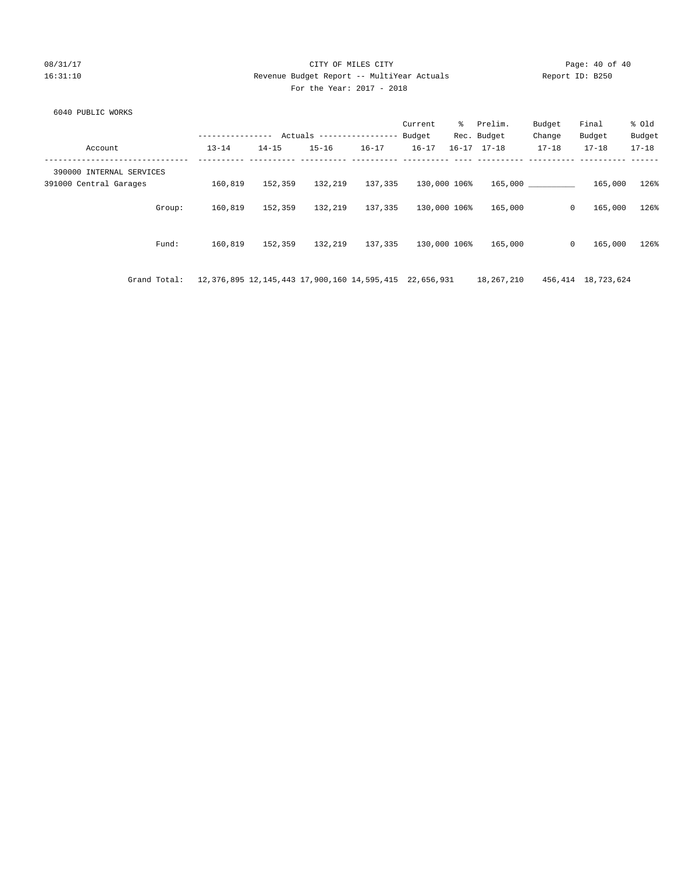CITY OF MILES CITY

Revenue Budget Report -- MultiYear Actuals

For the Year: 2017 - 2018

6040 PUBLIC WORKS

| Account | Actuals 13-14 | Actuals 14-15 | Actuals 15-16 | Actuals 16-17 | Current Budget 16-17 | % Rec. 16-17 | Prelim. Budget 17-18 | Budget Change 17-18 | Final Budget 17-18 | % Old Budget 17-18 |
|---|---|---|---|---|---|---|---|---|---|---|
| 390000 INTERNAL SERVICES | | | | | | | | | | |
| 391000 Central Garages | 160,819 | 152,359 | 132,219 | 137,335 | 130,000 | 106% | 165,000 | __________ | 165,000 | 126% |
| Group: | 160,819 | 152,359 | 132,219 | 137,335 | 130,000 | 106% | 165,000 | 0 | 165,000 | 126% |
| Fund: | 160,819 | 152,359 | 132,219 | 137,335 | 130,000 | 106% | 165,000 | 0 | 165,000 | 126% |
| Grand Total: | 12,376,895 | 12,145,443 | 17,900,160 | 14,595,415 | 22,656,931 | | 18,267,210 | 456,414 | 18,723,624 | |